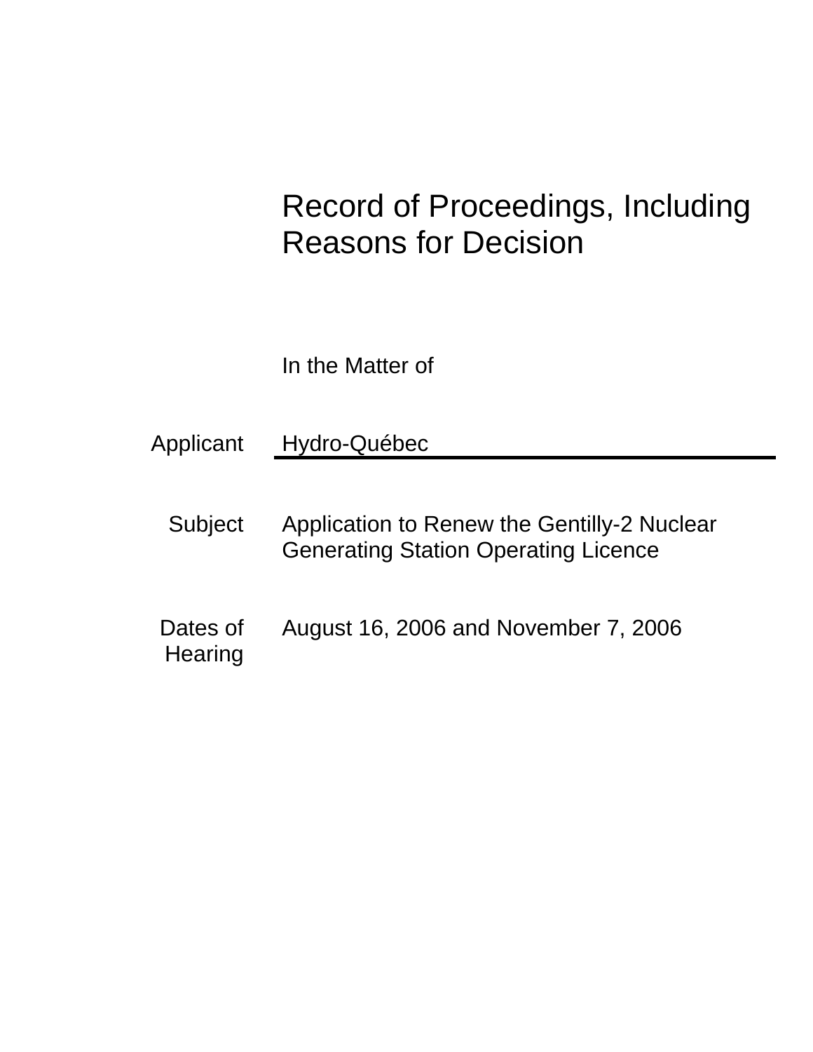# Record of Proceedings, Including Reasons for Decision

In the Matter of

| | |
|---|---|
| Applicant | Hydro-Québec |
| Subject | Application to Renew the Gentilly-2 Nuclear Generating Station Operating Licence |
| Dates of Hearing | August 16, 2006 and November 7, 2006 |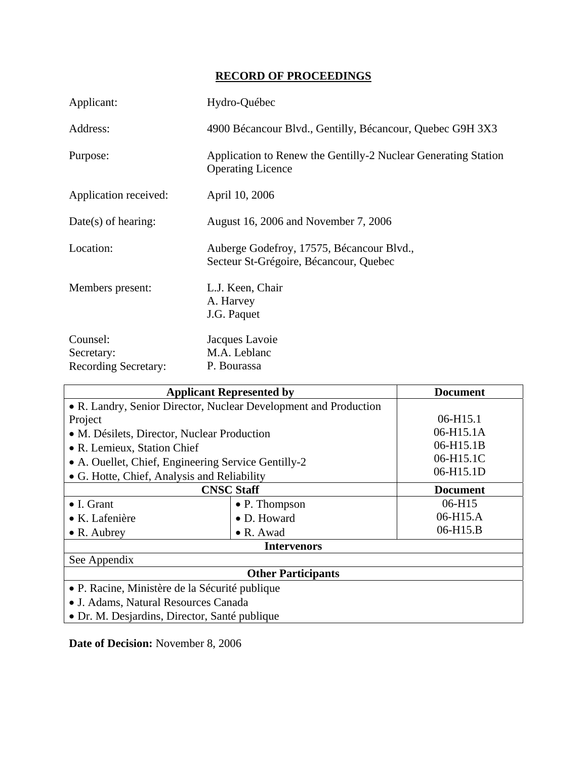# RECORD OF PROCEEDINGS

| | |
|---|---|
| Applicant: | Hydro-Québec |
| Address: | 4900 Bécancour Blvd., Gentilly, Bécancour, Quebec G9H 3X3 |
| Purpose: | Application to Renew the Gentilly-2 Nuclear Generating Station Operating Licence |
| Application received: | April 10, 2006 |
| Date(s) of hearing: | August 16, 2006 and November 7, 2006 |
| Location: | Auberge Godefroy, 17575, Bécancour Blvd., Secteur St-Grégoire, Bécancour, Quebec |
| Members present: | L.J. Keen, Chair<br>A. Harvey<br>J.G. Paquet |
| Counsel: | Jacques Lavoie |
| Secretary: | M.A. Leblanc |
| Recording Secretary: | P. Bourassa |

| Applicant Represented by | | Document |
|---|---|---|
| • R. Landry, Senior Director, Nuclear Development and Production Project<br>• M. Désilets, Director, Nuclear Production<br>• R. Lemieux, Station Chief<br>• A. Ouellet, Chief, Engineering Service Gentilly-2<br>• G. Hotte, Chief, Analysis and Reliability | | 06-H15.1<br>06-H15.1A<br>06-H15.1B<br>06-H15.1C<br>06-H15.1D |
| **CNSC Staff** | | **Document** |
| • I. Grant<br>• K. Lafenière<br>• R. Aubrey | • P. Thompson<br>• D. Howard<br>• R. Awad | 06-H15<br>06-H15.A<br>06-H15.B |
| **Intervenors** | | |
| See Appendix | | |
| **Other Participants** | | |
| • P. Racine, Ministère de la Sécurité publique<br>• J. Adams, Natural Resources Canada<br>• Dr. M. Desjardins, Director, Santé publique | | |

**Date of Decision:** November 8, 2006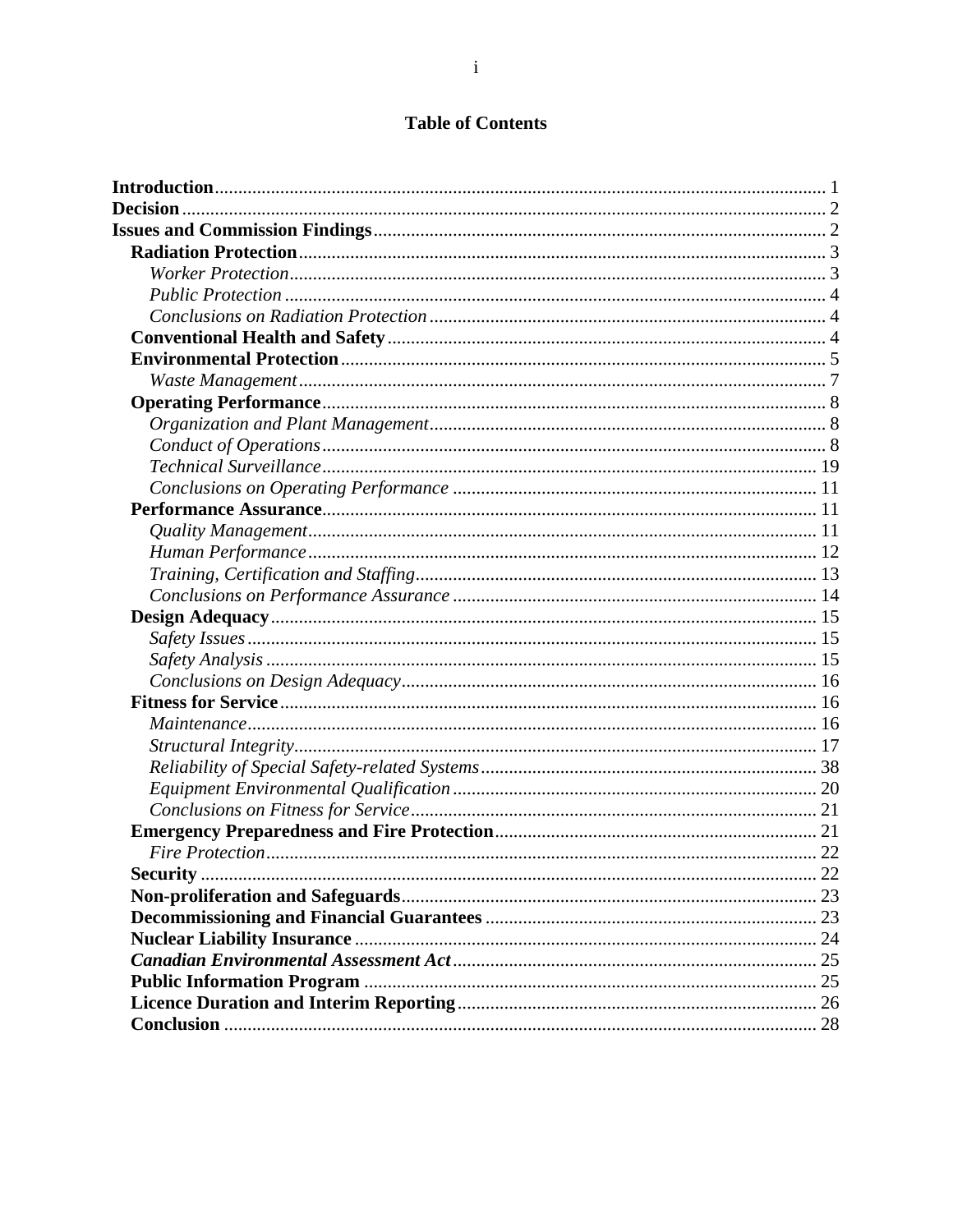# Table of Contents

**Introduction** ... 1
**Decision** ... 2
**Issues and Commission Findings** ... 2
- **Radiation Protection** ... 3
  - *Worker Protection* ... 3
  - *Public Protection* ... 4
  - *Conclusions on Radiation Protection* ... 4
- **Conventional Health and Safety** ... 4
- **Environmental Protection** ... 5
  - *Waste Management* ... 7
- **Operating Performance** ... 8
  - *Organization and Plant Management* ... 8
  - *Conduct of Operations* ... 8
  - *Technical Surveillance* ... 19
  - *Conclusions on Operating Performance* ... 11
- **Performance Assurance** ... 11
  - *Quality Management* ... 11
  - *Human Performance* ... 12
  - *Training, Certification and Staffing* ... 13
  - *Conclusions on Performance Assurance* ... 14
- **Design Adequacy** ... 15
  - *Safety Issues* ... 15
  - *Safety Analysis* ... 15
  - *Conclusions on Design Adequacy* ... 16
- **Fitness for Service** ... 16
  - *Maintenance* ... 16
  - *Structural Integrity* ... 17
  - *Reliability of Special Safety-related Systems* ... 38
  - *Equipment Environmental Qualification* ... 20
  - *Conclusions on Fitness for Service* ... 21
- **Emergency Preparedness and Fire Protection** ... 21
  - *Fire Protection* ... 22
- **Security** ... 22
- **Non-proliferation and Safeguards** ... 23
- **Decommissioning and Financial Guarantees** ... 23
- **Nuclear Liability Insurance** ... 24
- ***Canadian Environmental Assessment Act*** ... 25
- **Public Information Program** ... 25
- **Licence Duration and Interim Reporting** ... 26
- **Conclusion** ... 28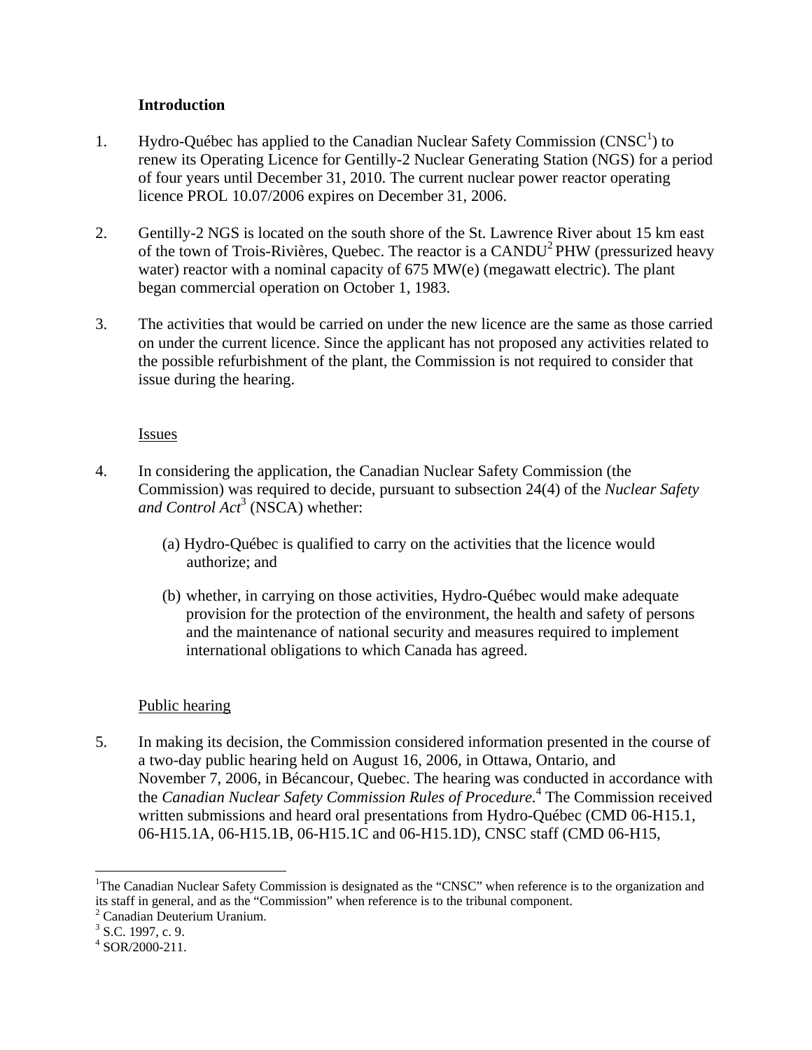## Introduction

1. Hydro-Québec has applied to the Canadian Nuclear Safety Commission (CNSC[1]) to renew its Operating Licence for Gentilly-2 Nuclear Generating Station (NGS) for a period of four years until December 31, 2010. The current nuclear power reactor operating licence PROL 10.07/2006 expires on December 31, 2006.

2. Gentilly-2 NGS is located on the south shore of the St. Lawrence River about 15 km east of the town of Trois-Rivières, Quebec. The reactor is a CANDU[2] PHW (pressurized heavy water) reactor with a nominal capacity of 675 MW(e) (megawatt electric). The plant began commercial operation on October 1, 1983.

3. The activities that would be carried on under the new licence are the same as those carried on under the current licence. Since the applicant has not proposed any activities related to the possible refurbishment of the plant, the Commission is not required to consider that issue during the hearing.

### Issues

4. In considering the application, the Canadian Nuclear Safety Commission (the Commission) was required to decide, pursuant to subsection 24(4) of the *Nuclear Safety and Control Act*[3] (NSCA) whether:

   (a) Hydro-Québec is qualified to carry on the activities that the licence would authorize; and

   (b) whether, in carrying on those activities, Hydro-Québec would make adequate provision for the protection of the environment, the health and safety of persons and the maintenance of national security and measures required to implement international obligations to which Canada has agreed.

### Public hearing

5. In making its decision, the Commission considered information presented in the course of a two-day public hearing held on August 16, 2006, in Ottawa, Ontario, and November 7, 2006, in Bécancour, Quebec. The hearing was conducted in accordance with the *Canadian Nuclear Safety Commission Rules of Procedure*.[4] The Commission received written submissions and heard oral presentations from Hydro-Québec (CMD 06-H15.1, 06-H15.1A, 06-H15.1B, 06-H15.1C and 06-H15.1D), CNSC staff (CMD 06-H15,

---

[1] The Canadian Nuclear Safety Commission is designated as the "CNSC" when reference is to the organization and its staff in general, and as the "Commission" when reference is to the tribunal component.

[2] Canadian Deuterium Uranium.

[3] S.C. 1997, c. 9.

[4] SOR/2000-211.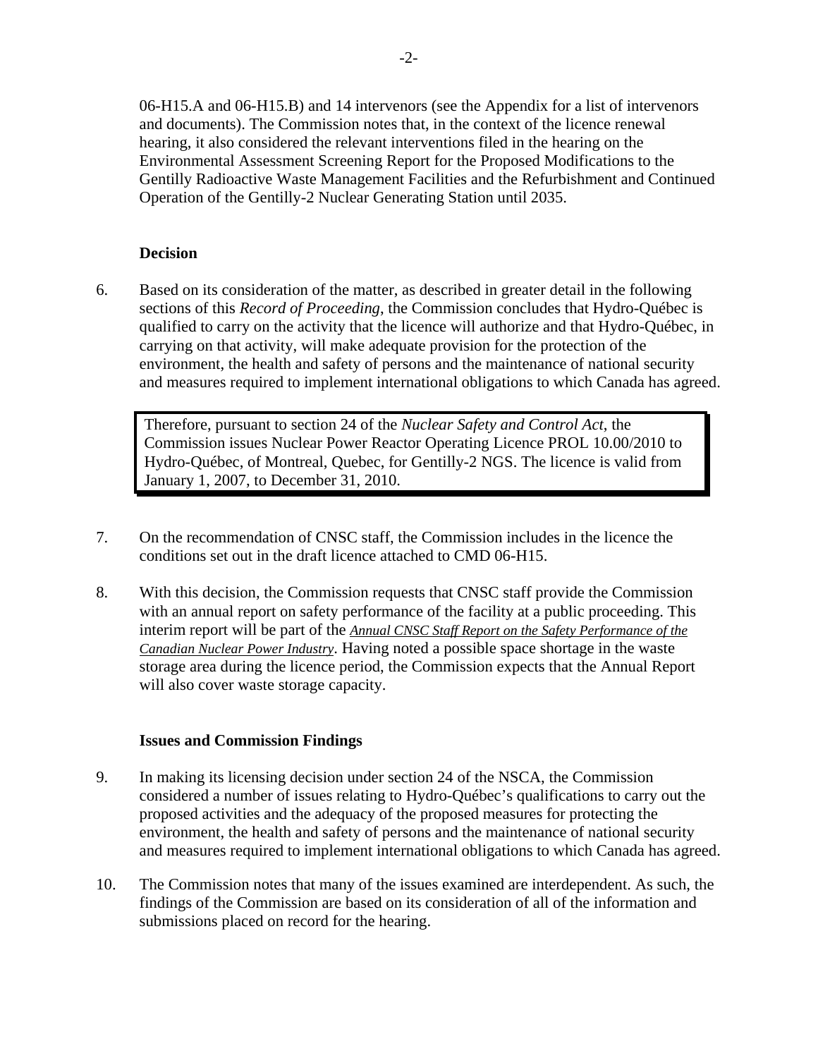06-H15.A and 06-H15.B) and 14 intervenors (see the Appendix for a list of intervenors and documents). The Commission notes that, in the context of the licence renewal hearing, it also considered the relevant interventions filed in the hearing on the Environmental Assessment Screening Report for the Proposed Modifications to the Gentilly Radioactive Waste Management Facilities and the Refurbishment and Continued Operation of the Gentilly-2 Nuclear Generating Station until 2035.

**Decision**

6. Based on its consideration of the matter, as described in greater detail in the following sections of this *Record of Proceeding*, the Commission concludes that Hydro-Québec is qualified to carry on the activity that the licence will authorize and that Hydro-Québec, in carrying on that activity, will make adequate provision for the protection of the environment, the health and safety of persons and the maintenance of national security and measures required to implement international obligations to which Canada has agreed.

> Therefore, pursuant to section 24 of the *Nuclear Safety and Control Act*, the Commission issues Nuclear Power Reactor Operating Licence PROL 10.00/2010 to Hydro-Québec, of Montreal, Quebec, for Gentilly-2 NGS. The licence is valid from January 1, 2007, to December 31, 2010.

7. On the recommendation of CNSC staff, the Commission includes in the licence the conditions set out in the draft licence attached to CMD 06-H15.

8. With this decision, the Commission requests that CNSC staff provide the Commission with an annual report on safety performance of the facility at a public proceeding. This interim report will be part of the *Annual CNSC Staff Report on the Safety Performance of the Canadian Nuclear Power Industry*. Having noted a possible space shortage in the waste storage area during the licence period, the Commission expects that the Annual Report will also cover waste storage capacity.

**Issues and Commission Findings**

9. In making its licensing decision under section 24 of the NSCA, the Commission considered a number of issues relating to Hydro-Québec's qualifications to carry out the proposed activities and the adequacy of the proposed measures for protecting the environment, the health and safety of persons and the maintenance of national security and measures required to implement international obligations to which Canada has agreed.

10. The Commission notes that many of the issues examined are interdependent. As such, the findings of the Commission are based on its consideration of all of the information and submissions placed on record for the hearing.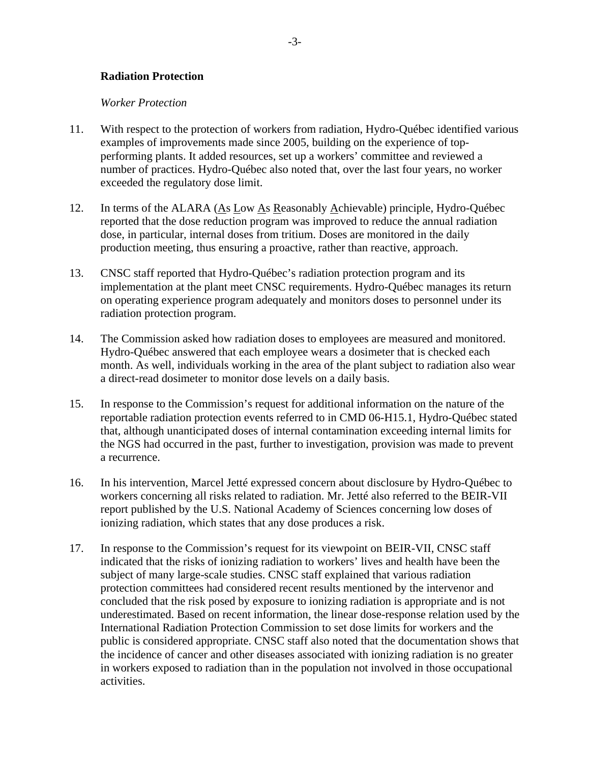## Radiation Protection

*Worker Protection*

11. With respect to the protection of workers from radiation, Hydro-Québec identified various examples of improvements made since 2005, building on the experience of top-performing plants. It added resources, set up a workers' committee and reviewed a number of practices. Hydro-Québec also noted that, over the last four years, no worker exceeded the regulatory dose limit.

12. In terms of the ALARA (As Low As Reasonably Achievable) principle, Hydro-Québec reported that the dose reduction program was improved to reduce the annual radiation dose, in particular, internal doses from tritium. Doses are monitored in the daily production meeting, thus ensuring a proactive, rather than reactive, approach.

13. CNSC staff reported that Hydro-Québec's radiation protection program and its implementation at the plant meet CNSC requirements. Hydro-Québec manages its return on operating experience program adequately and monitors doses to personnel under its radiation protection program.

14. The Commission asked how radiation doses to employees are measured and monitored. Hydro-Québec answered that each employee wears a dosimeter that is checked each month. As well, individuals working in the area of the plant subject to radiation also wear a direct-read dosimeter to monitor dose levels on a daily basis.

15. In response to the Commission's request for additional information on the nature of the reportable radiation protection events referred to in CMD 06-H15.1, Hydro-Québec stated that, although unanticipated doses of internal contamination exceeding internal limits for the NGS had occurred in the past, further to investigation, provision was made to prevent a recurrence.

16. In his intervention, Marcel Jetté expressed concern about disclosure by Hydro-Québec to workers concerning all risks related to radiation. Mr. Jetté also referred to the BEIR-VII report published by the U.S. National Academy of Sciences concerning low doses of ionizing radiation, which states that any dose produces a risk.

17. In response to the Commission's request for its viewpoint on BEIR-VII, CNSC staff indicated that the risks of ionizing radiation to workers' lives and health have been the subject of many large-scale studies. CNSC staff explained that various radiation protection committees had considered recent results mentioned by the intervenor and concluded that the risk posed by exposure to ionizing radiation is appropriate and is not underestimated. Based on recent information, the linear dose-response relation used by the International Radiation Protection Commission to set dose limits for workers and the public is considered appropriate. CNSC staff also noted that the documentation shows that the incidence of cancer and other diseases associated with ionizing radiation is no greater in workers exposed to radiation than in the population not involved in those occupational activities.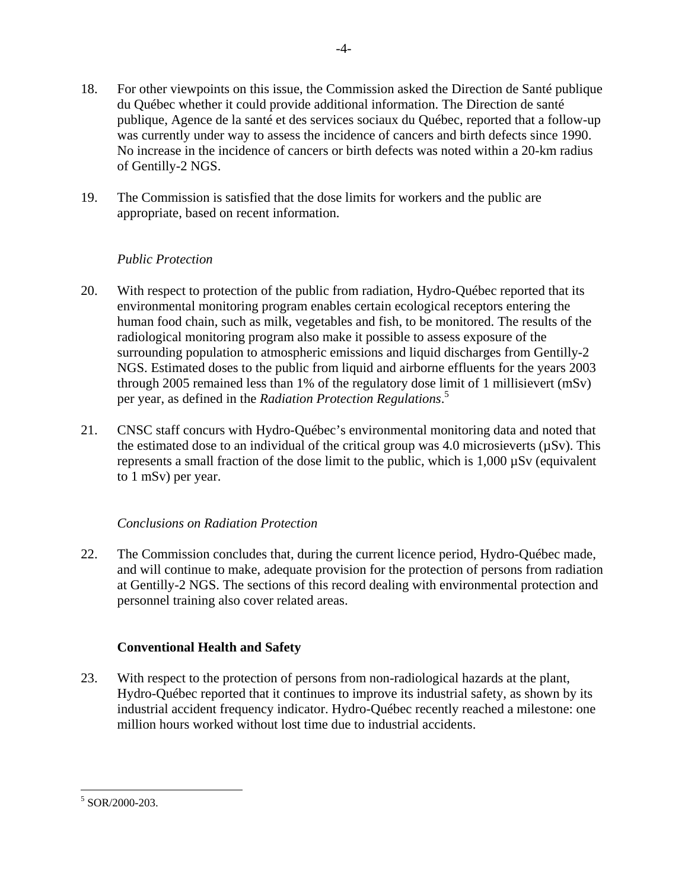18. For other viewpoints on this issue, the Commission asked the Direction de Santé publique du Québec whether it could provide additional information. The Direction de santé publique, Agence de la santé et des services sociaux du Québec, reported that a follow-up was currently under way to assess the incidence of cancers and birth defects since 1990. No increase in the incidence of cancers or birth defects was noted within a 20-km radius of Gentilly-2 NGS.

19. The Commission is satisfied that the dose limits for workers and the public are appropriate, based on recent information.

*Public Protection*

20. With respect to protection of the public from radiation, Hydro-Québec reported that its environmental monitoring program enables certain ecological receptors entering the human food chain, such as milk, vegetables and fish, to be monitored. The results of the radiological monitoring program also make it possible to assess exposure of the surrounding population to atmospheric emissions and liquid discharges from Gentilly-2 NGS. Estimated doses to the public from liquid and airborne effluents for the years 2003 through 2005 remained less than 1% of the regulatory dose limit of 1 millisievert (mSv) per year, as defined in the *Radiation Protection Regulations*.[5]

21. CNSC staff concurs with Hydro-Québec's environmental monitoring data and noted that the estimated dose to an individual of the critical group was 4.0 microsieverts (µSv). This represents a small fraction of the dose limit to the public, which is 1,000 µSv (equivalent to 1 mSv) per year.

*Conclusions on Radiation Protection*

22. The Commission concludes that, during the current licence period, Hydro-Québec made, and will continue to make, adequate provision for the protection of persons from radiation at Gentilly-2 NGS. The sections of this record dealing with environmental protection and personnel training also cover related areas.

**Conventional Health and Safety**

23. With respect to the protection of persons from non-radiological hazards at the plant, Hydro-Québec reported that it continues to improve its industrial safety, as shown by its industrial accident frequency indicator. Hydro-Québec recently reached a milestone: one million hours worked without lost time due to industrial accidents.

---

[5] SOR/2000-203.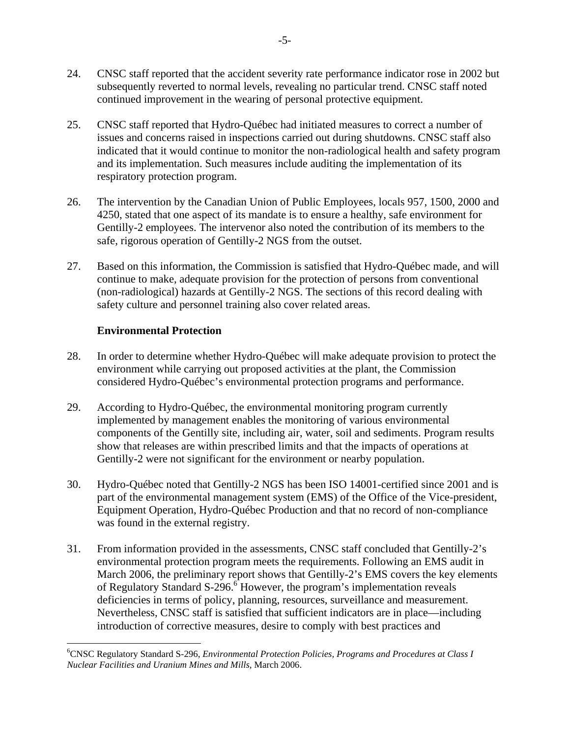24. CNSC staff reported that the accident severity rate performance indicator rose in 2002 but subsequently reverted to normal levels, revealing no particular trend. CNSC staff noted continued improvement in the wearing of personal protective equipment.

25. CNSC staff reported that Hydro-Québec had initiated measures to correct a number of issues and concerns raised in inspections carried out during shutdowns. CNSC staff also indicated that it would continue to monitor the non-radiological health and safety program and its implementation. Such measures include auditing the implementation of its respiratory protection program.

26. The intervention by the Canadian Union of Public Employees, locals 957, 1500, 2000 and 4250, stated that one aspect of its mandate is to ensure a healthy, safe environment for Gentilly-2 employees. The intervenor also noted the contribution of its members to the safe, rigorous operation of Gentilly-2 NGS from the outset.

27. Based on this information, the Commission is satisfied that Hydro-Québec made, and will continue to make, adequate provision for the protection of persons from conventional (non-radiological) hazards at Gentilly-2 NGS. The sections of this record dealing with safety culture and personnel training also cover related areas.

**Environmental Protection**

28. In order to determine whether Hydro-Québec will make adequate provision to protect the environment while carrying out proposed activities at the plant, the Commission considered Hydro-Québec's environmental protection programs and performance.

29. According to Hydro-Québec, the environmental monitoring program currently implemented by management enables the monitoring of various environmental components of the Gentilly site, including air, water, soil and sediments. Program results show that releases are within prescribed limits and that the impacts of operations at Gentilly-2 were not significant for the environment or nearby population.

30. Hydro-Québec noted that Gentilly-2 NGS has been ISO 14001-certified since 2001 and is part of the environmental management system (EMS) of the Office of the Vice-president, Equipment Operation, Hydro-Québec Production and that no record of non-compliance was found in the external registry.

31. From information provided in the assessments, CNSC staff concluded that Gentilly-2's environmental protection program meets the requirements. Following an EMS audit in March 2006, the preliminary report shows that Gentilly-2's EMS covers the key elements of Regulatory Standard S-296.[6] However, the program's implementation reveals deficiencies in terms of policy, planning, resources, surveillance and measurement. Nevertheless, CNSC staff is satisfied that sufficient indicators are in place—including introduction of corrective measures, desire to comply with best practices and

---

[6] CNSC Regulatory Standard S-296, *Environmental Protection Policies, Programs and Procedures at Class I Nuclear Facilities and Uranium Mines and Mills,* March 2006.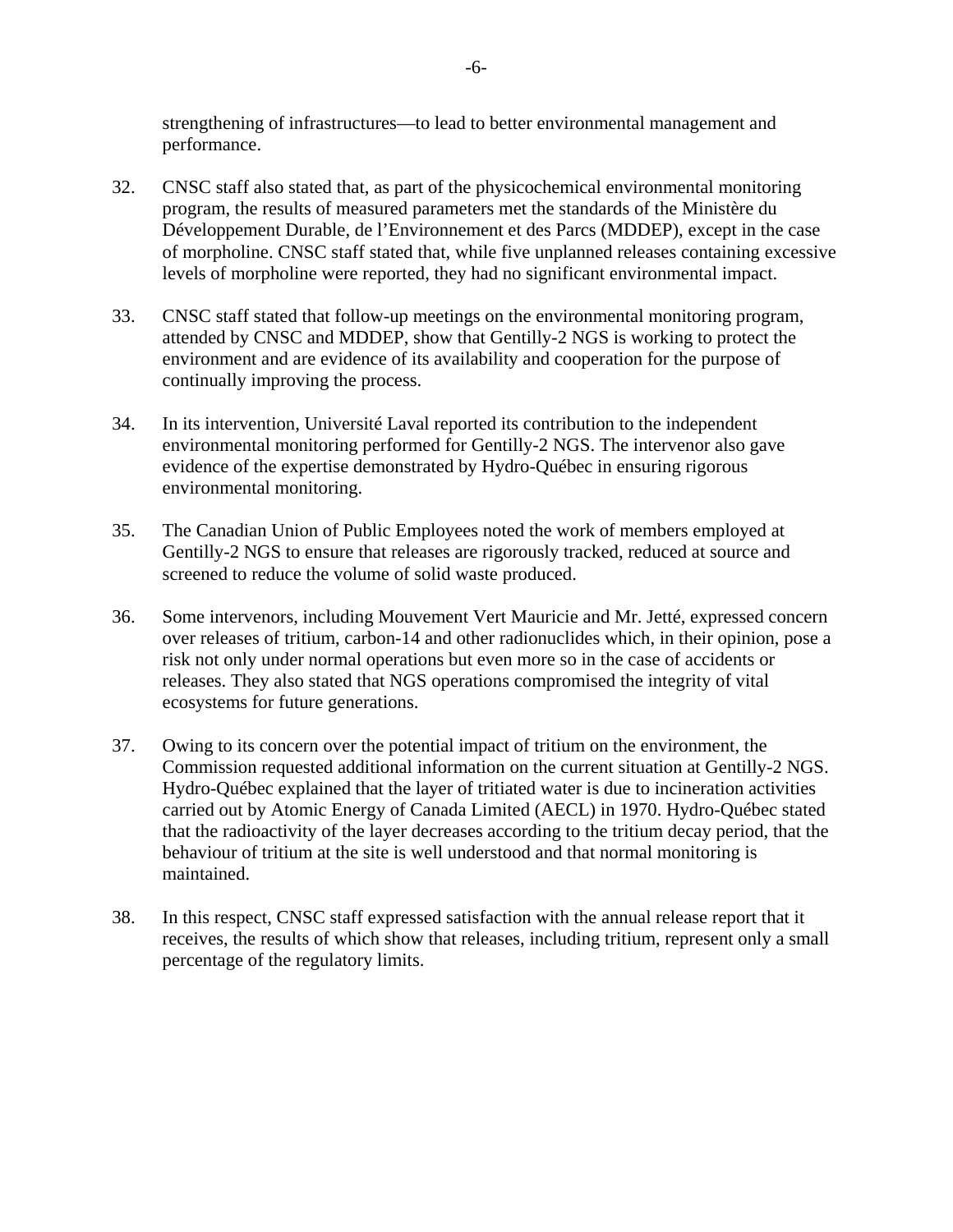strengthening of infrastructures—to lead to better environmental management and performance.

32. CNSC staff also stated that, as part of the physicochemical environmental monitoring program, the results of measured parameters met the standards of the Ministère du Développement Durable, de l'Environnement et des Parcs (MDDEP), except in the case of morpholine. CNSC staff stated that, while five unplanned releases containing excessive levels of morpholine were reported, they had no significant environmental impact.

33. CNSC staff stated that follow-up meetings on the environmental monitoring program, attended by CNSC and MDDEP, show that Gentilly-2 NGS is working to protect the environment and are evidence of its availability and cooperation for the purpose of continually improving the process.

34. In its intervention, Université Laval reported its contribution to the independent environmental monitoring performed for Gentilly-2 NGS. The intervenor also gave evidence of the expertise demonstrated by Hydro-Québec in ensuring rigorous environmental monitoring.

35. The Canadian Union of Public Employees noted the work of members employed at Gentilly-2 NGS to ensure that releases are rigorously tracked, reduced at source and screened to reduce the volume of solid waste produced.

36. Some intervenors, including Mouvement Vert Mauricie and Mr. Jetté, expressed concern over releases of tritium, carbon-14 and other radionuclides which, in their opinion, pose a risk not only under normal operations but even more so in the case of accidents or releases. They also stated that NGS operations compromised the integrity of vital ecosystems for future generations.

37. Owing to its concern over the potential impact of tritium on the environment, the Commission requested additional information on the current situation at Gentilly-2 NGS. Hydro-Québec explained that the layer of tritiated water is due to incineration activities carried out by Atomic Energy of Canada Limited (AECL) in 1970. Hydro-Québec stated that the radioactivity of the layer decreases according to the tritium decay period, that the behaviour of tritium at the site is well understood and that normal monitoring is maintained.

38. In this respect, CNSC staff expressed satisfaction with the annual release report that it receives, the results of which show that releases, including tritium, represent only a small percentage of the regulatory limits.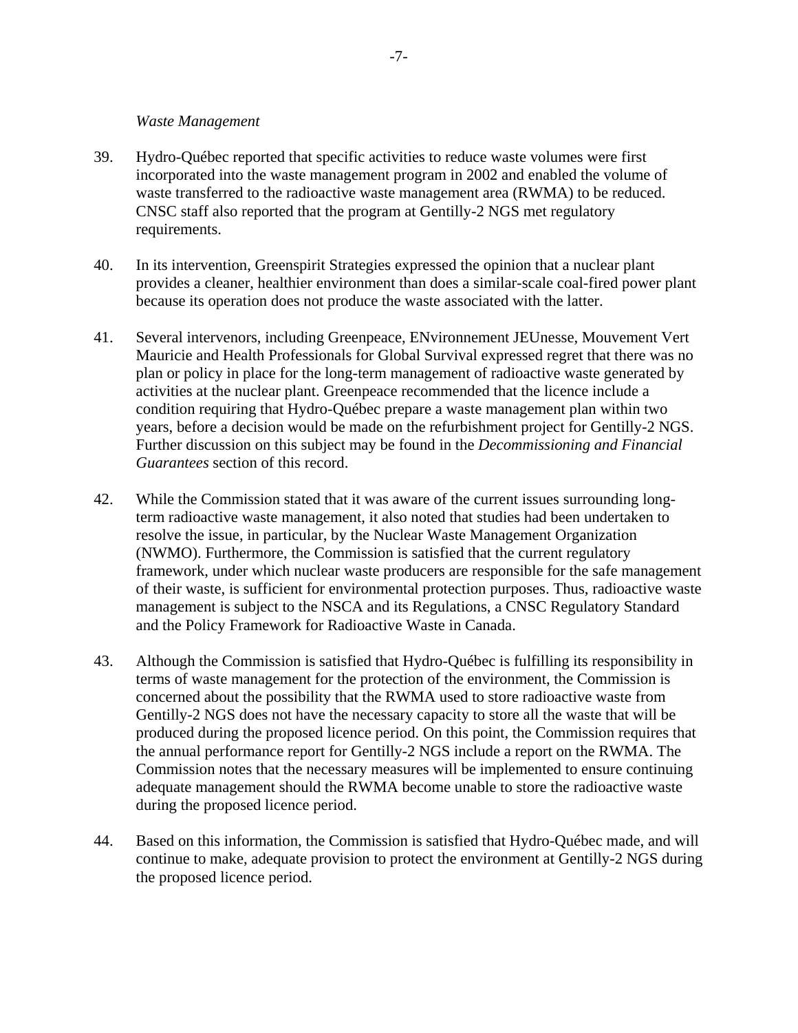*Waste Management*

39. Hydro-Québec reported that specific activities to reduce waste volumes were first incorporated into the waste management program in 2002 and enabled the volume of waste transferred to the radioactive waste management area (RWMA) to be reduced. CNSC staff also reported that the program at Gentilly-2 NGS met regulatory requirements.

40. In its intervention, Greenspirit Strategies expressed the opinion that a nuclear plant provides a cleaner, healthier environment than does a similar-scale coal-fired power plant because its operation does not produce the waste associated with the latter.

41. Several intervenors, including Greenpeace, ENvironnement JEUnesse, Mouvement Vert Mauricie and Health Professionals for Global Survival expressed regret that there was no plan or policy in place for the long-term management of radioactive waste generated by activities at the nuclear plant. Greenpeace recommended that the licence include a condition requiring that Hydro-Québec prepare a waste management plan within two years, before a decision would be made on the refurbishment project for Gentilly-2 NGS. Further discussion on this subject may be found in the *Decommissioning and Financial Guarantees* section of this record.

42. While the Commission stated that it was aware of the current issues surrounding long-term radioactive waste management, it also noted that studies had been undertaken to resolve the issue, in particular, by the Nuclear Waste Management Organization (NWMO). Furthermore, the Commission is satisfied that the current regulatory framework, under which nuclear waste producers are responsible for the safe management of their waste, is sufficient for environmental protection purposes. Thus, radioactive waste management is subject to the NSCA and its Regulations, a CNSC Regulatory Standard and the Policy Framework for Radioactive Waste in Canada.

43. Although the Commission is satisfied that Hydro-Québec is fulfilling its responsibility in terms of waste management for the protection of the environment, the Commission is concerned about the possibility that the RWMA used to store radioactive waste from Gentilly-2 NGS does not have the necessary capacity to store all the waste that will be produced during the proposed licence period. On this point, the Commission requires that the annual performance report for Gentilly-2 NGS include a report on the RWMA. The Commission notes that the necessary measures will be implemented to ensure continuing adequate management should the RWMA become unable to store the radioactive waste during the proposed licence period.

44. Based on this information, the Commission is satisfied that Hydro-Québec made, and will continue to make, adequate provision to protect the environment at Gentilly-2 NGS during the proposed licence period.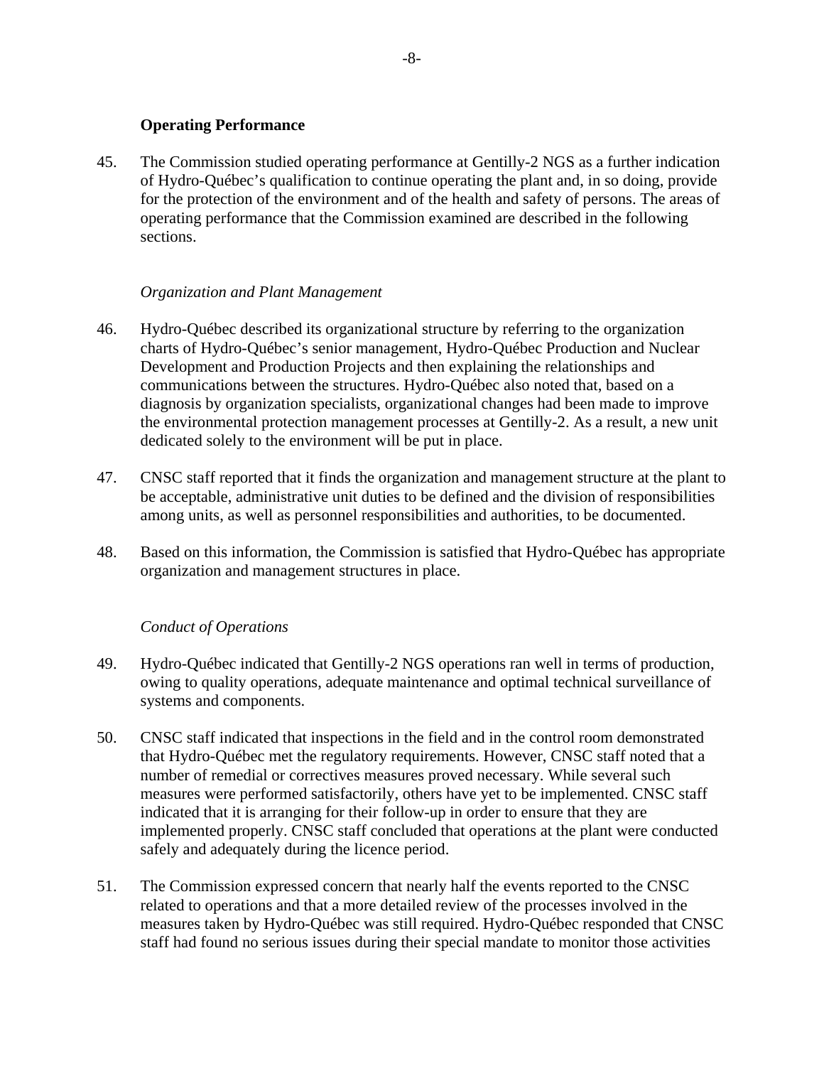**Operating Performance**

45. The Commission studied operating performance at Gentilly-2 NGS as a further indication of Hydro-Québec's qualification to continue operating the plant and, in so doing, provide for the protection of the environment and of the health and safety of persons. The areas of operating performance that the Commission examined are described in the following sections.

*Organization and Plant Management*

46. Hydro-Québec described its organizational structure by referring to the organization charts of Hydro-Québec's senior management, Hydro-Québec Production and Nuclear Development and Production Projects and then explaining the relationships and communications between the structures. Hydro-Québec also noted that, based on a diagnosis by organization specialists, organizational changes had been made to improve the environmental protection management processes at Gentilly-2. As a result, a new unit dedicated solely to the environment will be put in place.

47. CNSC staff reported that it finds the organization and management structure at the plant to be acceptable, administrative unit duties to be defined and the division of responsibilities among units, as well as personnel responsibilities and authorities, to be documented.

48. Based on this information, the Commission is satisfied that Hydro-Québec has appropriate organization and management structures in place.

*Conduct of Operations*

49. Hydro-Québec indicated that Gentilly-2 NGS operations ran well in terms of production, owing to quality operations, adequate maintenance and optimal technical surveillance of systems and components.

50. CNSC staff indicated that inspections in the field and in the control room demonstrated that Hydro-Québec met the regulatory requirements. However, CNSC staff noted that a number of remedial or correctives measures proved necessary. While several such measures were performed satisfactorily, others have yet to be implemented. CNSC staff indicated that it is arranging for their follow-up in order to ensure that they are implemented properly. CNSC staff concluded that operations at the plant were conducted safely and adequately during the licence period.

51. The Commission expressed concern that nearly half the events reported to the CNSC related to operations and that a more detailed review of the processes involved in the measures taken by Hydro-Québec was still required. Hydro-Québec responded that CNSC staff had found no serious issues during their special mandate to monitor those activities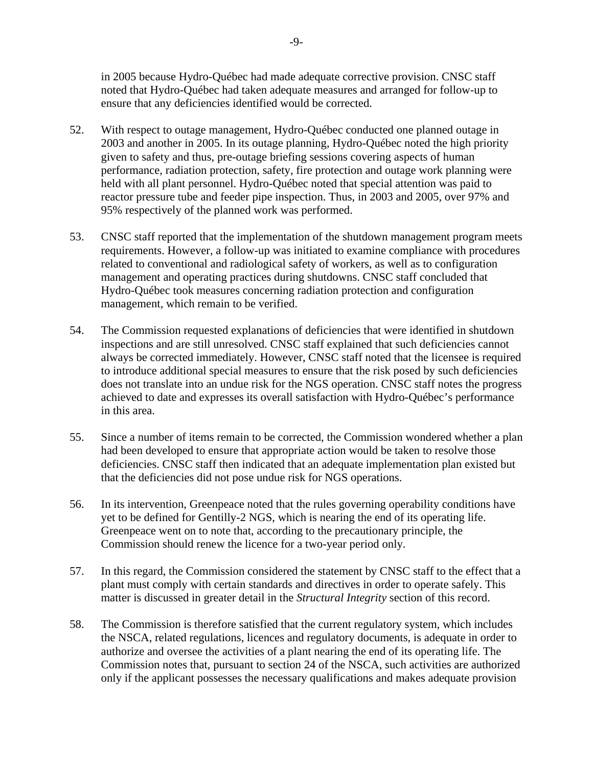in 2005 because Hydro-Québec had made adequate corrective provision. CNSC staff noted that Hydro-Québec had taken adequate measures and arranged for follow-up to ensure that any deficiencies identified would be corrected.

52. With respect to outage management, Hydro-Québec conducted one planned outage in 2003 and another in 2005. In its outage planning, Hydro-Québec noted the high priority given to safety and thus, pre-outage briefing sessions covering aspects of human performance, radiation protection, safety, fire protection and outage work planning were held with all plant personnel. Hydro-Québec noted that special attention was paid to reactor pressure tube and feeder pipe inspection. Thus, in 2003 and 2005, over 97% and 95% respectively of the planned work was performed.

53. CNSC staff reported that the implementation of the shutdown management program meets requirements. However, a follow-up was initiated to examine compliance with procedures related to conventional and radiological safety of workers, as well as to configuration management and operating practices during shutdowns. CNSC staff concluded that Hydro-Québec took measures concerning radiation protection and configuration management, which remain to be verified.

54. The Commission requested explanations of deficiencies that were identified in shutdown inspections and are still unresolved. CNSC staff explained that such deficiencies cannot always be corrected immediately. However, CNSC staff noted that the licensee is required to introduce additional special measures to ensure that the risk posed by such deficiencies does not translate into an undue risk for the NGS operation. CNSC staff notes the progress achieved to date and expresses its overall satisfaction with Hydro-Québec's performance in this area.

55. Since a number of items remain to be corrected, the Commission wondered whether a plan had been developed to ensure that appropriate action would be taken to resolve those deficiencies. CNSC staff then indicated that an adequate implementation plan existed but that the deficiencies did not pose undue risk for NGS operations.

56. In its intervention, Greenpeace noted that the rules governing operability conditions have yet to be defined for Gentilly-2 NGS, which is nearing the end of its operating life. Greenpeace went on to note that, according to the precautionary principle, the Commission should renew the licence for a two-year period only.

57. In this regard, the Commission considered the statement by CNSC staff to the effect that a plant must comply with certain standards and directives in order to operate safely. This matter is discussed in greater detail in the *Structural Integrity* section of this record.

58. The Commission is therefore satisfied that the current regulatory system, which includes the NSCA, related regulations, licences and regulatory documents, is adequate in order to authorize and oversee the activities of a plant nearing the end of its operating life. The Commission notes that, pursuant to section 24 of the NSCA, such activities are authorized only if the applicant possesses the necessary qualifications and makes adequate provision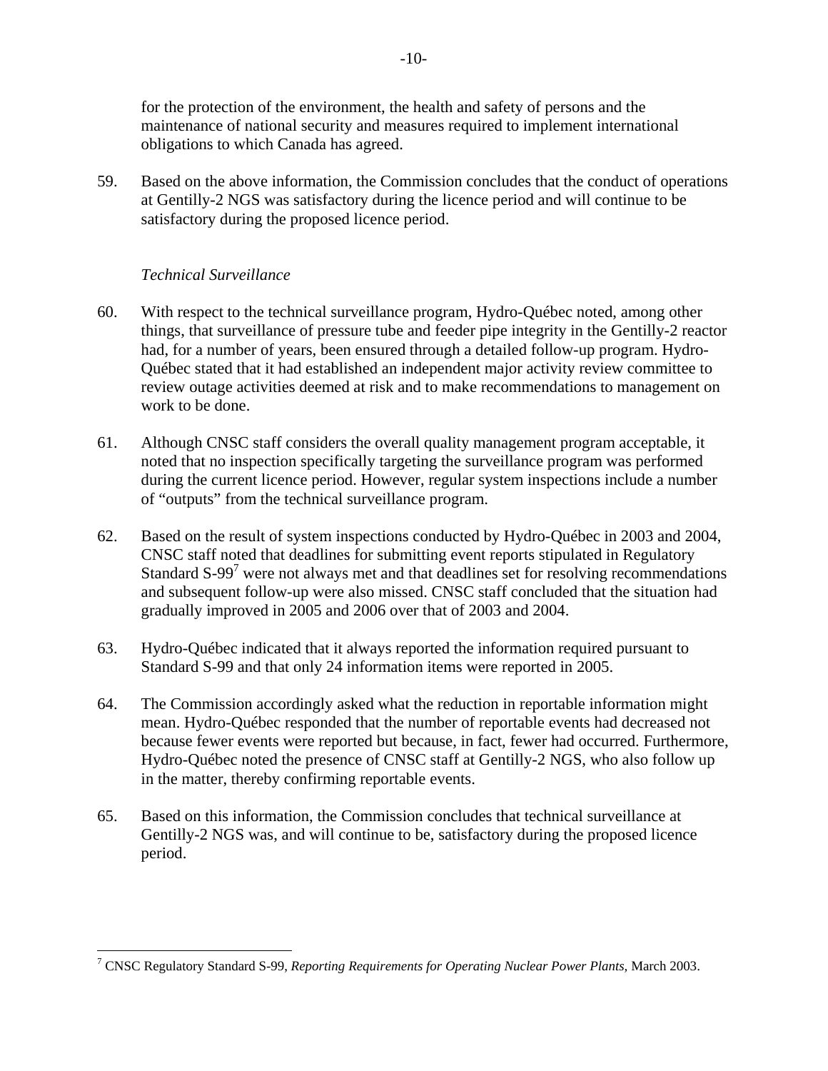for the protection of the environment, the health and safety of persons and the maintenance of national security and measures required to implement international obligations to which Canada has agreed.

59. Based on the above information, the Commission concludes that the conduct of operations at Gentilly-2 NGS was satisfactory during the licence period and will continue to be satisfactory during the proposed licence period.

*Technical Surveillance*

60. With respect to the technical surveillance program, Hydro-Québec noted, among other things, that surveillance of pressure tube and feeder pipe integrity in the Gentilly-2 reactor had, for a number of years, been ensured through a detailed follow-up program. Hydro-Québec stated that it had established an independent major activity review committee to review outage activities deemed at risk and to make recommendations to management on work to be done.

61. Although CNSC staff considers the overall quality management program acceptable, it noted that no inspection specifically targeting the surveillance program was performed during the current licence period. However, regular system inspections include a number of "outputs" from the technical surveillance program.

62. Based on the result of system inspections conducted by Hydro-Québec in 2003 and 2004, CNSC staff noted that deadlines for submitting event reports stipulated in Regulatory Standard S-99[7] were not always met and that deadlines set for resolving recommendations and subsequent follow-up were also missed. CNSC staff concluded that the situation had gradually improved in 2005 and 2006 over that of 2003 and 2004.

63. Hydro-Québec indicated that it always reported the information required pursuant to Standard S-99 and that only 24 information items were reported in 2005.

64. The Commission accordingly asked what the reduction in reportable information might mean. Hydro-Québec responded that the number of reportable events had decreased not because fewer events were reported but because, in fact, fewer had occurred. Furthermore, Hydro-Québec noted the presence of CNSC staff at Gentilly-2 NGS, who also follow up in the matter, thereby confirming reportable events.

65. Based on this information, the Commission concludes that technical surveillance at Gentilly-2 NGS was, and will continue to be, satisfactory during the proposed licence period.

---

[7] CNSC Regulatory Standard S-99, *Reporting Requirements for Operating Nuclear Power Plants*, March 2003.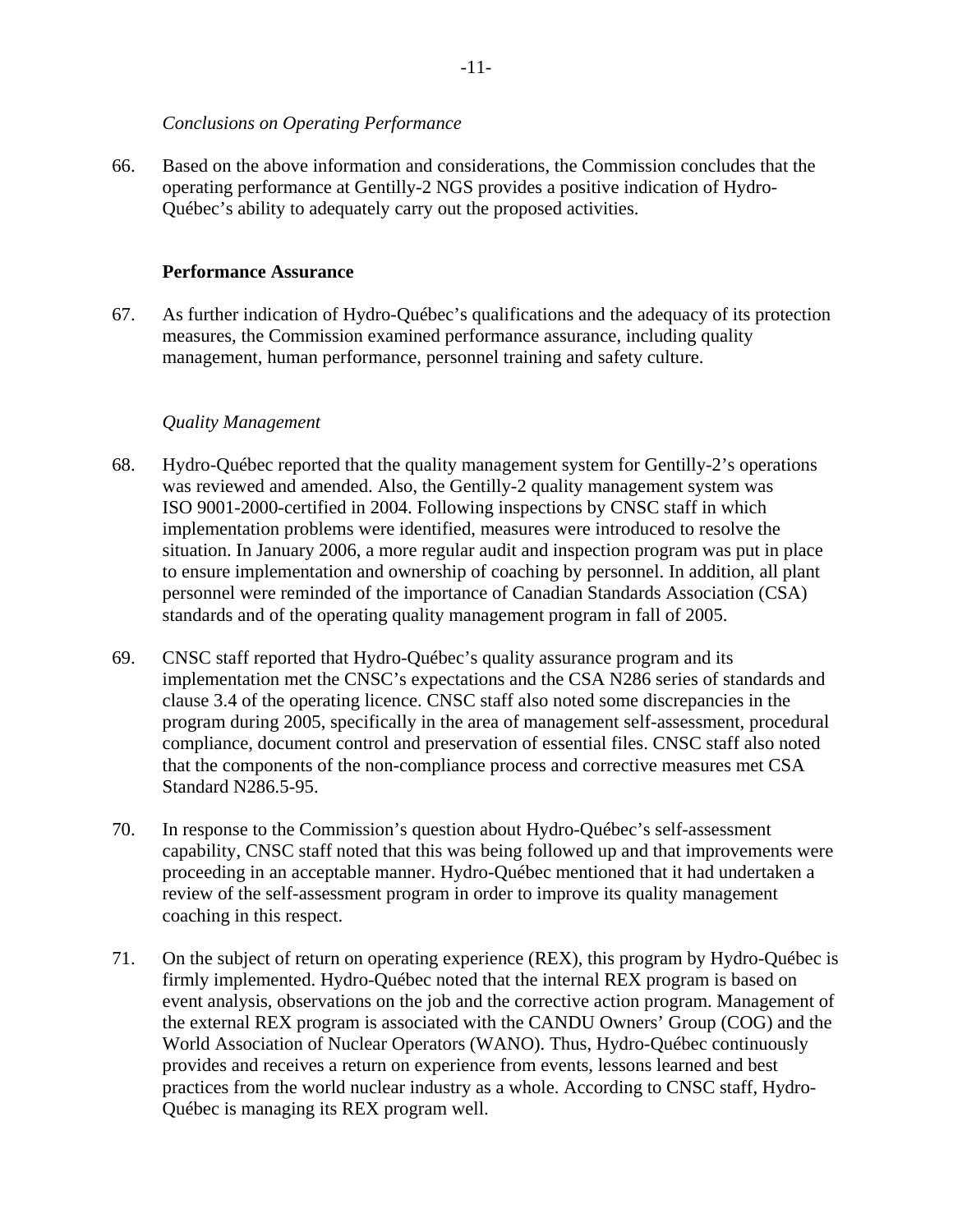*Conclusions on Operating Performance*

66. Based on the above information and considerations, the Commission concludes that the operating performance at Gentilly-2 NGS provides a positive indication of Hydro-Québec's ability to adequately carry out the proposed activities.

**Performance Assurance**

67. As further indication of Hydro-Québec's qualifications and the adequacy of its protection measures, the Commission examined performance assurance, including quality management, human performance, personnel training and safety culture.

*Quality Management*

68. Hydro-Québec reported that the quality management system for Gentilly-2's operations was reviewed and amended. Also, the Gentilly-2 quality management system was ISO 9001-2000-certified in 2004. Following inspections by CNSC staff in which implementation problems were identified, measures were introduced to resolve the situation. In January 2006, a more regular audit and inspection program was put in place to ensure implementation and ownership of coaching by personnel. In addition, all plant personnel were reminded of the importance of Canadian Standards Association (CSA) standards and of the operating quality management program in fall of 2005.

69. CNSC staff reported that Hydro-Québec's quality assurance program and its implementation met the CNSC's expectations and the CSA N286 series of standards and clause 3.4 of the operating licence. CNSC staff also noted some discrepancies in the program during 2005, specifically in the area of management self-assessment, procedural compliance, document control and preservation of essential files. CNSC staff also noted that the components of the non-compliance process and corrective measures met CSA Standard N286.5-95.

70. In response to the Commission's question about Hydro-Québec's self-assessment capability, CNSC staff noted that this was being followed up and that improvements were proceeding in an acceptable manner. Hydro-Québec mentioned that it had undertaken a review of the self-assessment program in order to improve its quality management coaching in this respect.

71. On the subject of return on operating experience (REX), this program by Hydro-Québec is firmly implemented. Hydro-Québec noted that the internal REX program is based on event analysis, observations on the job and the corrective action program. Management of the external REX program is associated with the CANDU Owners' Group (COG) and the World Association of Nuclear Operators (WANO). Thus, Hydro-Québec continuously provides and receives a return on experience from events, lessons learned and best practices from the world nuclear industry as a whole. According to CNSC staff, Hydro-Québec is managing its REX program well.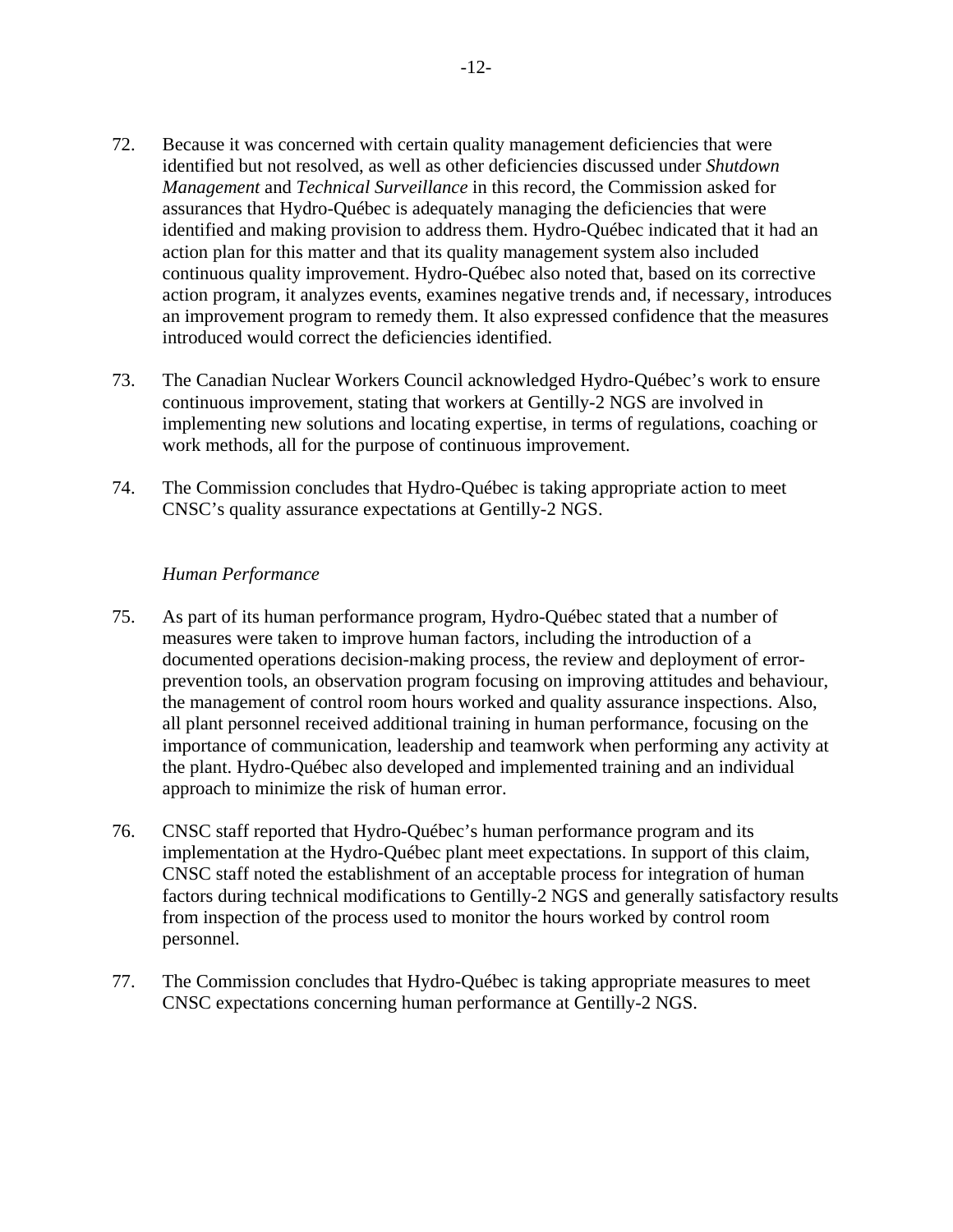72. Because it was concerned with certain quality management deficiencies that were identified but not resolved, as well as other deficiencies discussed under *Shutdown Management* and *Technical Surveillance* in this record, the Commission asked for assurances that Hydro-Québec is adequately managing the deficiencies that were identified and making provision to address them. Hydro-Québec indicated that it had an action plan for this matter and that its quality management system also included continuous quality improvement. Hydro-Québec also noted that, based on its corrective action program, it analyzes events, examines negative trends and, if necessary, introduces an improvement program to remedy them. It also expressed confidence that the measures introduced would correct the deficiencies identified.

73. The Canadian Nuclear Workers Council acknowledged Hydro-Québec's work to ensure continuous improvement, stating that workers at Gentilly-2 NGS are involved in implementing new solutions and locating expertise, in terms of regulations, coaching or work methods, all for the purpose of continuous improvement.

74. The Commission concludes that Hydro-Québec is taking appropriate action to meet CNSC's quality assurance expectations at Gentilly-2 NGS.

*Human Performance*

75. As part of its human performance program, Hydro-Québec stated that a number of measures were taken to improve human factors, including the introduction of a documented operations decision-making process, the review and deployment of error-prevention tools, an observation program focusing on improving attitudes and behaviour, the management of control room hours worked and quality assurance inspections. Also, all plant personnel received additional training in human performance, focusing on the importance of communication, leadership and teamwork when performing any activity at the plant. Hydro-Québec also developed and implemented training and an individual approach to minimize the risk of human error.

76. CNSC staff reported that Hydro-Québec's human performance program and its implementation at the Hydro-Québec plant meet expectations. In support of this claim, CNSC staff noted the establishment of an acceptable process for integration of human factors during technical modifications to Gentilly-2 NGS and generally satisfactory results from inspection of the process used to monitor the hours worked by control room personnel.

77. The Commission concludes that Hydro-Québec is taking appropriate measures to meet CNSC expectations concerning human performance at Gentilly-2 NGS.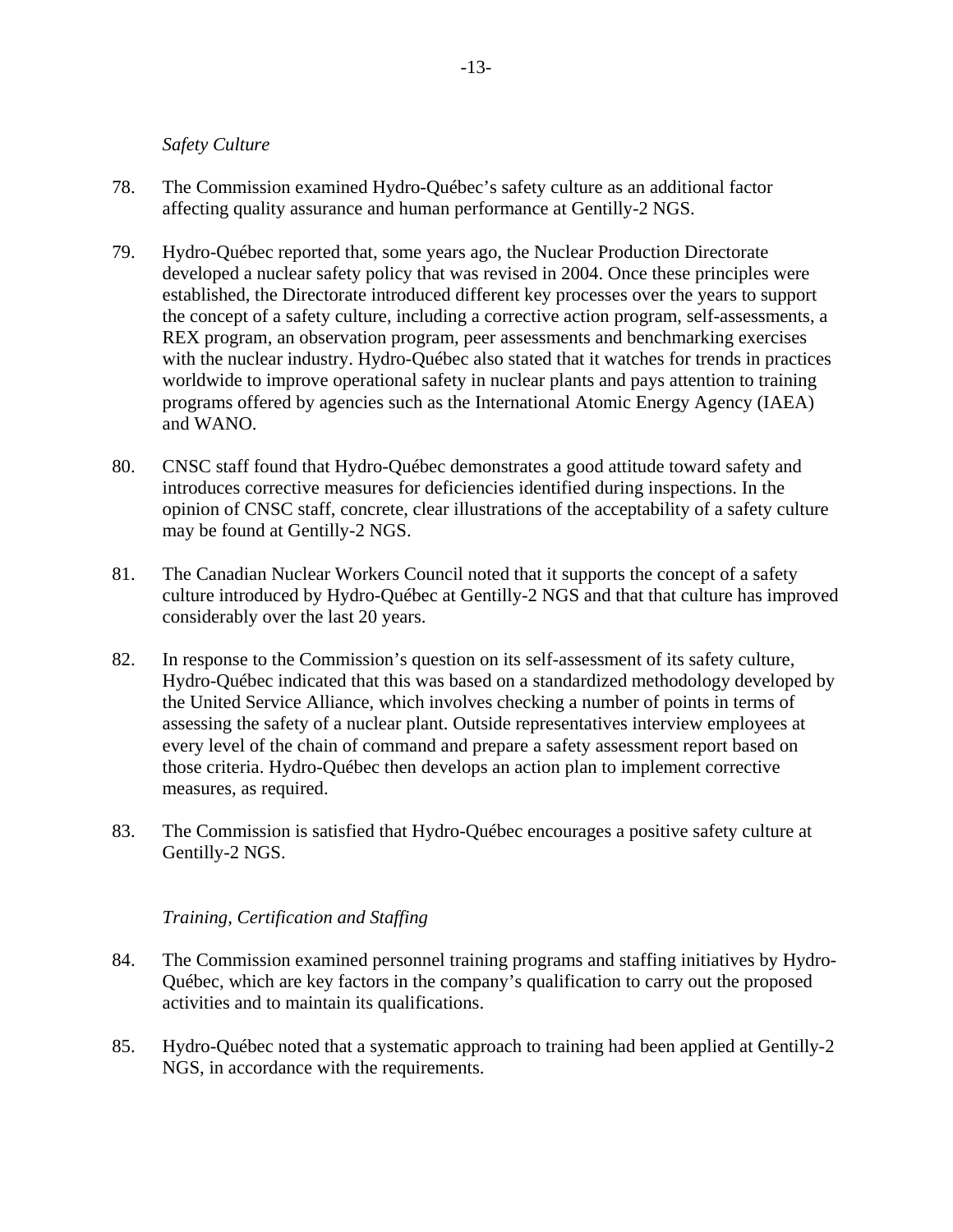*Safety Culture*

78. The Commission examined Hydro-Québec's safety culture as an additional factor affecting quality assurance and human performance at Gentilly-2 NGS.

79. Hydro-Québec reported that, some years ago, the Nuclear Production Directorate developed a nuclear safety policy that was revised in 2004. Once these principles were established, the Directorate introduced different key processes over the years to support the concept of a safety culture, including a corrective action program, self-assessments, a REX program, an observation program, peer assessments and benchmarking exercises with the nuclear industry. Hydro-Québec also stated that it watches for trends in practices worldwide to improve operational safety in nuclear plants and pays attention to training programs offered by agencies such as the International Atomic Energy Agency (IAEA) and WANO.

80. CNSC staff found that Hydro-Québec demonstrates a good attitude toward safety and introduces corrective measures for deficiencies identified during inspections. In the opinion of CNSC staff, concrete, clear illustrations of the acceptability of a safety culture may be found at Gentilly-2 NGS.

81. The Canadian Nuclear Workers Council noted that it supports the concept of a safety culture introduced by Hydro-Québec at Gentilly-2 NGS and that that culture has improved considerably over the last 20 years.

82. In response to the Commission's question on its self-assessment of its safety culture, Hydro-Québec indicated that this was based on a standardized methodology developed by the United Service Alliance, which involves checking a number of points in terms of assessing the safety of a nuclear plant. Outside representatives interview employees at every level of the chain of command and prepare a safety assessment report based on those criteria. Hydro-Québec then develops an action plan to implement corrective measures, as required.

83. The Commission is satisfied that Hydro-Québec encourages a positive safety culture at Gentilly-2 NGS.

*Training, Certification and Staffing*

84. The Commission examined personnel training programs and staffing initiatives by Hydro-Québec, which are key factors in the company's qualification to carry out the proposed activities and to maintain its qualifications.

85. Hydro-Québec noted that a systematic approach to training had been applied at Gentilly-2 NGS, in accordance with the requirements.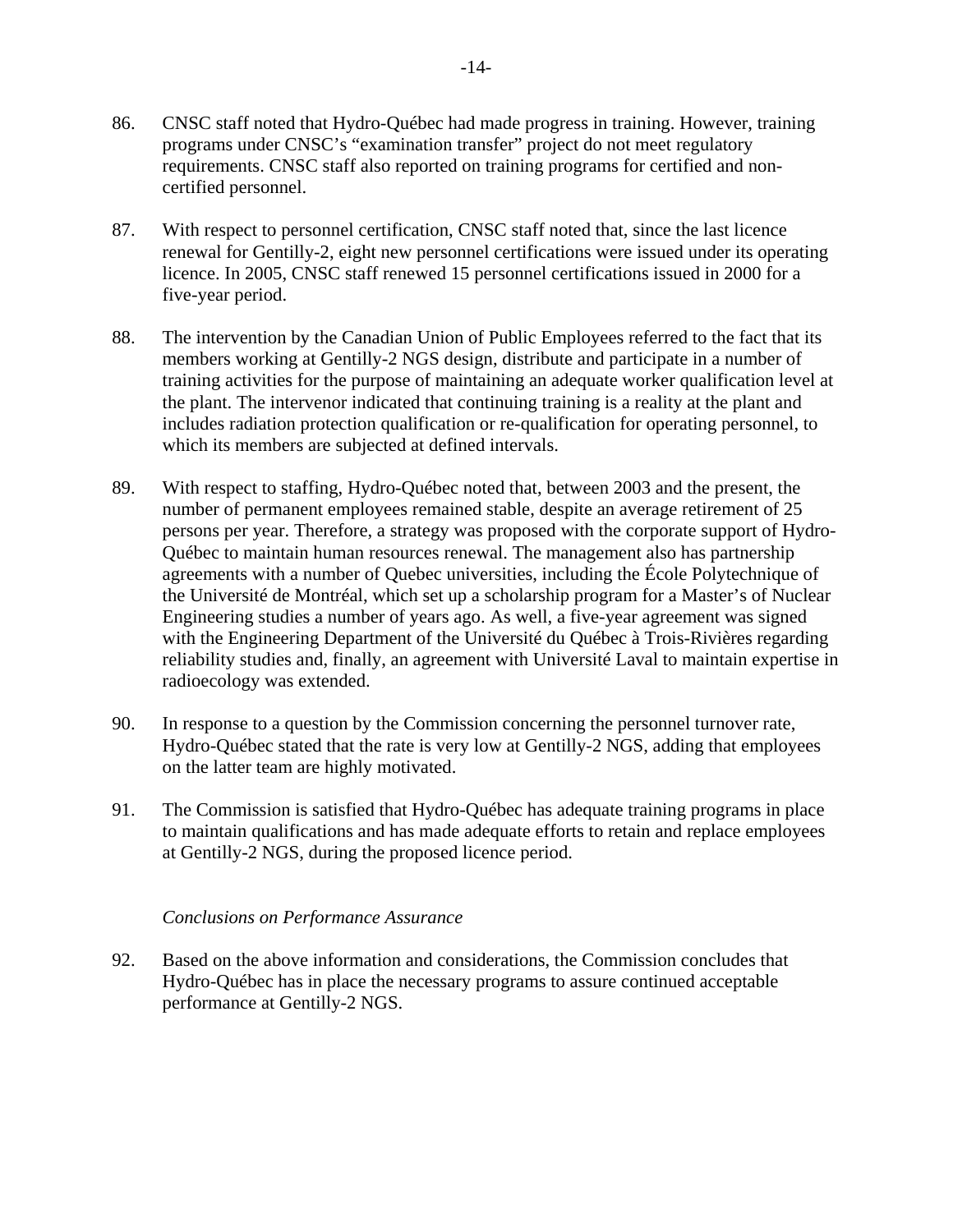86. CNSC staff noted that Hydro-Québec had made progress in training. However, training programs under CNSC's "examination transfer" project do not meet regulatory requirements. CNSC staff also reported on training programs for certified and non-certified personnel.

87. With respect to personnel certification, CNSC staff noted that, since the last licence renewal for Gentilly-2, eight new personnel certifications were issued under its operating licence. In 2005, CNSC staff renewed 15 personnel certifications issued in 2000 for a five-year period.

88. The intervention by the Canadian Union of Public Employees referred to the fact that its members working at Gentilly-2 NGS design, distribute and participate in a number of training activities for the purpose of maintaining an adequate worker qualification level at the plant. The intervenor indicated that continuing training is a reality at the plant and includes radiation protection qualification or re-qualification for operating personnel, to which its members are subjected at defined intervals.

89. With respect to staffing, Hydro-Québec noted that, between 2003 and the present, the number of permanent employees remained stable, despite an average retirement of 25 persons per year. Therefore, a strategy was proposed with the corporate support of Hydro-Québec to maintain human resources renewal. The management also has partnership agreements with a number of Quebec universities, including the École Polytechnique of the Université de Montréal, which set up a scholarship program for a Master's of Nuclear Engineering studies a number of years ago. As well, a five-year agreement was signed with the Engineering Department of the Université du Québec à Trois-Rivières regarding reliability studies and, finally, an agreement with Université Laval to maintain expertise in radioecology was extended.

90. In response to a question by the Commission concerning the personnel turnover rate, Hydro-Québec stated that the rate is very low at Gentilly-2 NGS, adding that employees on the latter team are highly motivated.

91. The Commission is satisfied that Hydro-Québec has adequate training programs in place to maintain qualifications and has made adequate efforts to retain and replace employees at Gentilly-2 NGS, during the proposed licence period.

*Conclusions on Performance Assurance*

92. Based on the above information and considerations, the Commission concludes that Hydro-Québec has in place the necessary programs to assure continued acceptable performance at Gentilly-2 NGS.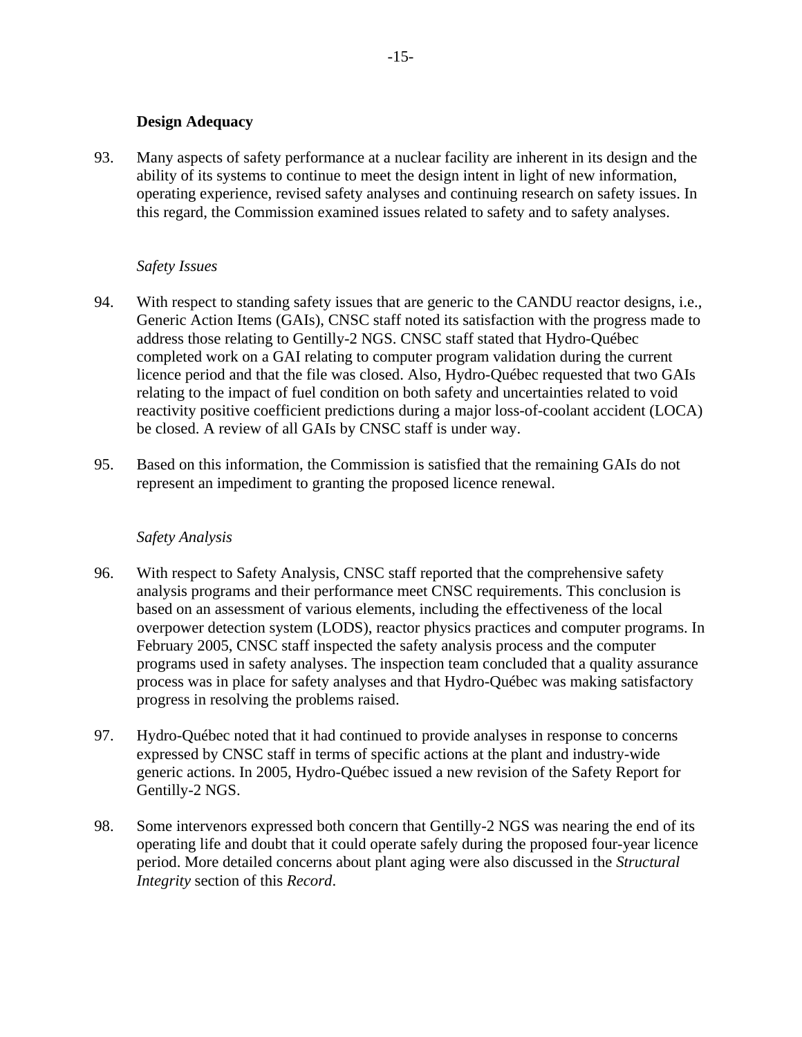## Design Adequacy

93. Many aspects of safety performance at a nuclear facility are inherent in its design and the ability of its systems to continue to meet the design intent in light of new information, operating experience, revised safety analyses and continuing research on safety issues. In this regard, the Commission examined issues related to safety and to safety analyses.

### *Safety Issues*

94. With respect to standing safety issues that are generic to the CANDU reactor designs, i.e., Generic Action Items (GAIs), CNSC staff noted its satisfaction with the progress made to address those relating to Gentilly-2 NGS. CNSC staff stated that Hydro-Québec completed work on a GAI relating to computer program validation during the current licence period and that the file was closed. Also, Hydro-Québec requested that two GAIs relating to the impact of fuel condition on both safety and uncertainties related to void reactivity positive coefficient predictions during a major loss-of-coolant accident (LOCA) be closed. A review of all GAIs by CNSC staff is under way.

95. Based on this information, the Commission is satisfied that the remaining GAIs do not represent an impediment to granting the proposed licence renewal.

### *Safety Analysis*

96. With respect to Safety Analysis, CNSC staff reported that the comprehensive safety analysis programs and their performance meet CNSC requirements. This conclusion is based on an assessment of various elements, including the effectiveness of the local overpower detection system (LODS), reactor physics practices and computer programs. In February 2005, CNSC staff inspected the safety analysis process and the computer programs used in safety analyses. The inspection team concluded that a quality assurance process was in place for safety analyses and that Hydro-Québec was making satisfactory progress in resolving the problems raised.

97. Hydro-Québec noted that it had continued to provide analyses in response to concerns expressed by CNSC staff in terms of specific actions at the plant and industry-wide generic actions. In 2005, Hydro-Québec issued a new revision of the Safety Report for Gentilly-2 NGS.

98. Some intervenors expressed both concern that Gentilly-2 NGS was nearing the end of its operating life and doubt that it could operate safely during the proposed four-year licence period. More detailed concerns about plant aging were also discussed in the *Structural Integrity* section of this *Record*.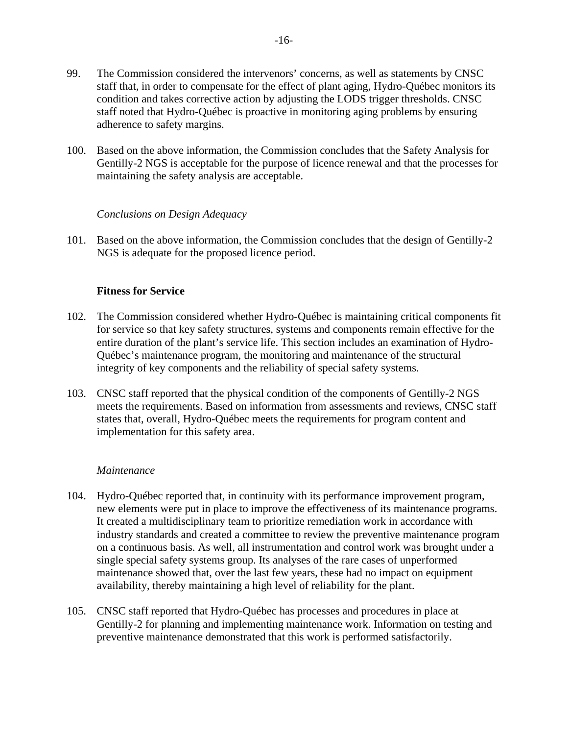99. The Commission considered the intervenors' concerns, as well as statements by CNSC staff that, in order to compensate for the effect of plant aging, Hydro-Québec monitors its condition and takes corrective action by adjusting the LODS trigger thresholds. CNSC staff noted that Hydro-Québec is proactive in monitoring aging problems by ensuring adherence to safety margins.

100. Based on the above information, the Commission concludes that the Safety Analysis for Gentilly-2 NGS is acceptable for the purpose of licence renewal and that the processes for maintaining the safety analysis are acceptable.

*Conclusions on Design Adequacy*

101. Based on the above information, the Commission concludes that the design of Gentilly-2 NGS is adequate for the proposed licence period.

**Fitness for Service**

102. The Commission considered whether Hydro-Québec is maintaining critical components fit for service so that key safety structures, systems and components remain effective for the entire duration of the plant's service life. This section includes an examination of Hydro-Québec's maintenance program, the monitoring and maintenance of the structural integrity of key components and the reliability of special safety systems.

103. CNSC staff reported that the physical condition of the components of Gentilly-2 NGS meets the requirements. Based on information from assessments and reviews, CNSC staff states that, overall, Hydro-Québec meets the requirements for program content and implementation for this safety area.

*Maintenance*

104. Hydro-Québec reported that, in continuity with its performance improvement program, new elements were put in place to improve the effectiveness of its maintenance programs. It created a multidisciplinary team to prioritize remediation work in accordance with industry standards and created a committee to review the preventive maintenance program on a continuous basis. As well, all instrumentation and control work was brought under a single special safety systems group. Its analyses of the rare cases of unperformed maintenance showed that, over the last few years, these had no impact on equipment availability, thereby maintaining a high level of reliability for the plant.

105. CNSC staff reported that Hydro-Québec has processes and procedures in place at Gentilly-2 for planning and implementing maintenance work. Information on testing and preventive maintenance demonstrated that this work is performed satisfactorily.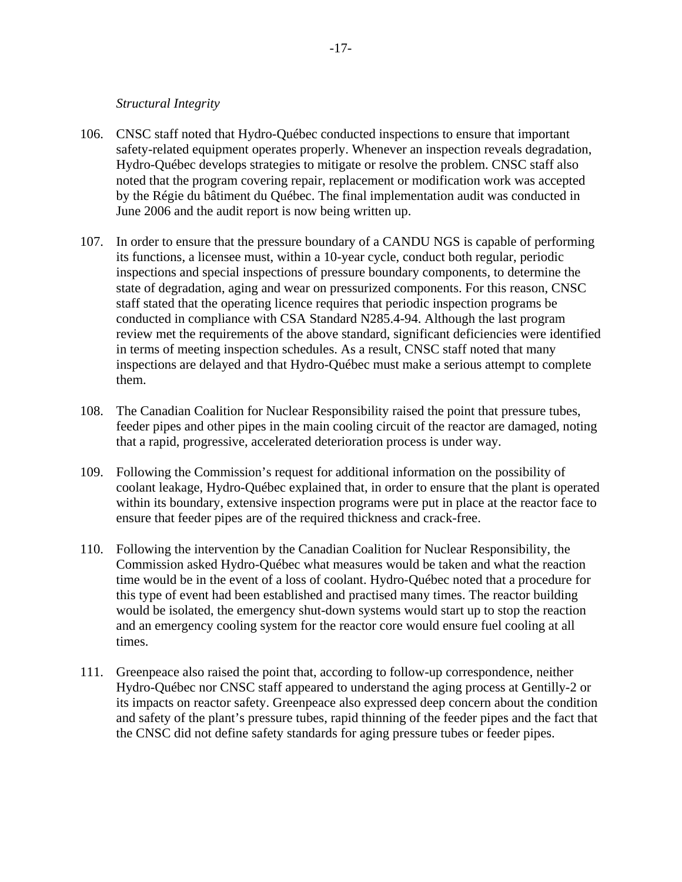*Structural Integrity*

106. CNSC staff noted that Hydro-Québec conducted inspections to ensure that important safety-related equipment operates properly. Whenever an inspection reveals degradation, Hydro-Québec develops strategies to mitigate or resolve the problem. CNSC staff also noted that the program covering repair, replacement or modification work was accepted by the Régie du bâtiment du Québec. The final implementation audit was conducted in June 2006 and the audit report is now being written up.

107. In order to ensure that the pressure boundary of a CANDU NGS is capable of performing its functions, a licensee must, within a 10-year cycle, conduct both regular, periodic inspections and special inspections of pressure boundary components, to determine the state of degradation, aging and wear on pressurized components. For this reason, CNSC staff stated that the operating licence requires that periodic inspection programs be conducted in compliance with CSA Standard N285.4-94. Although the last program review met the requirements of the above standard, significant deficiencies were identified in terms of meeting inspection schedules. As a result, CNSC staff noted that many inspections are delayed and that Hydro-Québec must make a serious attempt to complete them.

108. The Canadian Coalition for Nuclear Responsibility raised the point that pressure tubes, feeder pipes and other pipes in the main cooling circuit of the reactor are damaged, noting that a rapid, progressive, accelerated deterioration process is under way.

109. Following the Commission's request for additional information on the possibility of coolant leakage, Hydro-Québec explained that, in order to ensure that the plant is operated within its boundary, extensive inspection programs were put in place at the reactor face to ensure that feeder pipes are of the required thickness and crack-free.

110. Following the intervention by the Canadian Coalition for Nuclear Responsibility, the Commission asked Hydro-Québec what measures would be taken and what the reaction time would be in the event of a loss of coolant. Hydro-Québec noted that a procedure for this type of event had been established and practised many times. The reactor building would be isolated, the emergency shut-down systems would start up to stop the reaction and an emergency cooling system for the reactor core would ensure fuel cooling at all times.

111. Greenpeace also raised the point that, according to follow-up correspondence, neither Hydro-Québec nor CNSC staff appeared to understand the aging process at Gentilly-2 or its impacts on reactor safety. Greenpeace also expressed deep concern about the condition and safety of the plant's pressure tubes, rapid thinning of the feeder pipes and the fact that the CNSC did not define safety standards for aging pressure tubes or feeder pipes.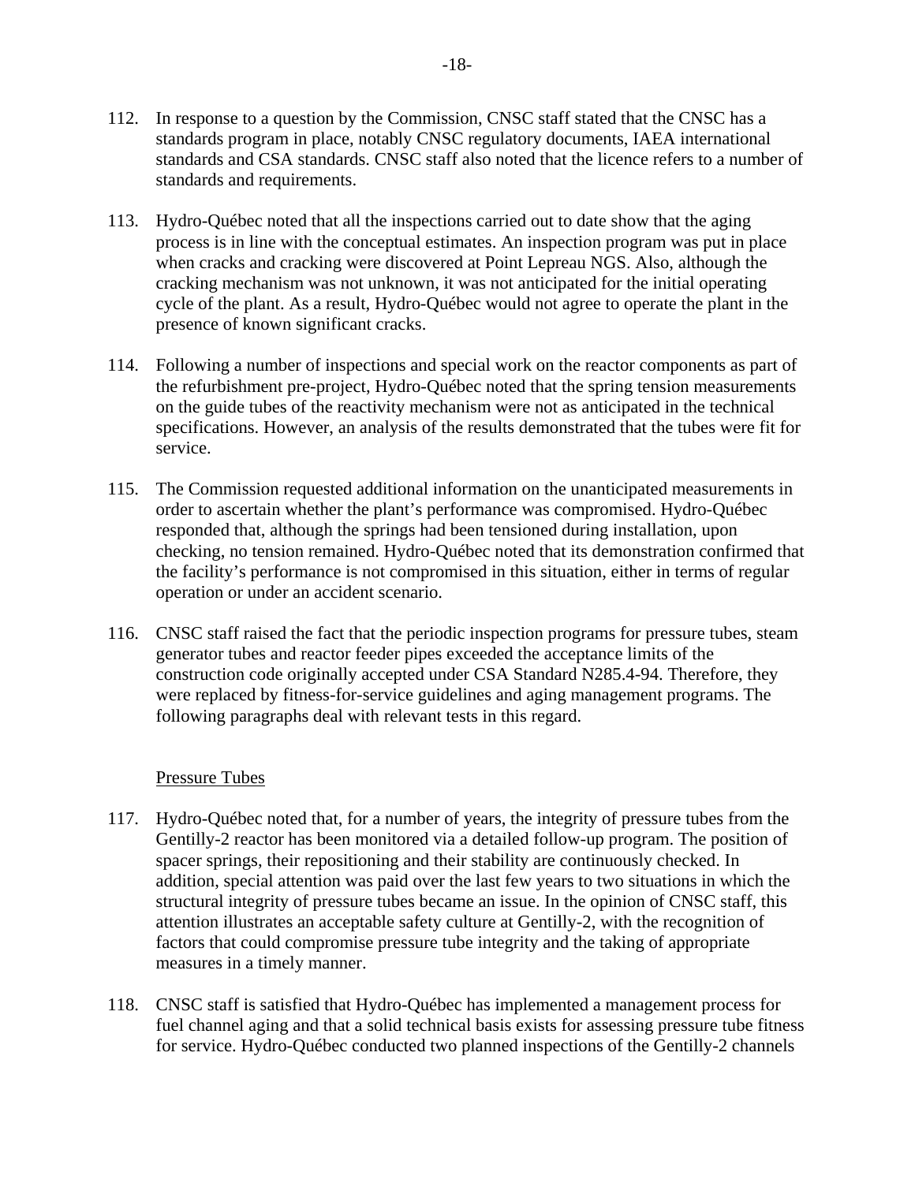112. In response to a question by the Commission, CNSC staff stated that the CNSC has a standards program in place, notably CNSC regulatory documents, IAEA international standards and CSA standards. CNSC staff also noted that the licence refers to a number of standards and requirements.

113. Hydro-Québec noted that all the inspections carried out to date show that the aging process is in line with the conceptual estimates. An inspection program was put in place when cracks and cracking were discovered at Point Lepreau NGS. Also, although the cracking mechanism was not unknown, it was not anticipated for the initial operating cycle of the plant. As a result, Hydro-Québec would not agree to operate the plant in the presence of known significant cracks.

114. Following a number of inspections and special work on the reactor components as part of the refurbishment pre-project, Hydro-Québec noted that the spring tension measurements on the guide tubes of the reactivity mechanism were not as anticipated in the technical specifications. However, an analysis of the results demonstrated that the tubes were fit for service.

115. The Commission requested additional information on the unanticipated measurements in order to ascertain whether the plant's performance was compromised. Hydro-Québec responded that, although the springs had been tensioned during installation, upon checking, no tension remained. Hydro-Québec noted that its demonstration confirmed that the facility's performance is not compromised in this situation, either in terms of regular operation or under an accident scenario.

116. CNSC staff raised the fact that the periodic inspection programs for pressure tubes, steam generator tubes and reactor feeder pipes exceeded the acceptance limits of the construction code originally accepted under CSA Standard N285.4-94. Therefore, they were replaced by fitness-for-service guidelines and aging management programs. The following paragraphs deal with relevant tests in this regard.

Pressure Tubes

117. Hydro-Québec noted that, for a number of years, the integrity of pressure tubes from the Gentilly-2 reactor has been monitored via a detailed follow-up program. The position of spacer springs, their repositioning and their stability are continuously checked. In addition, special attention was paid over the last few years to two situations in which the structural integrity of pressure tubes became an issue. In the opinion of CNSC staff, this attention illustrates an acceptable safety culture at Gentilly-2, with the recognition of factors that could compromise pressure tube integrity and the taking of appropriate measures in a timely manner.

118. CNSC staff is satisfied that Hydro-Québec has implemented a management process for fuel channel aging and that a solid technical basis exists for assessing pressure tube fitness for service. Hydro-Québec conducted two planned inspections of the Gentilly-2 channels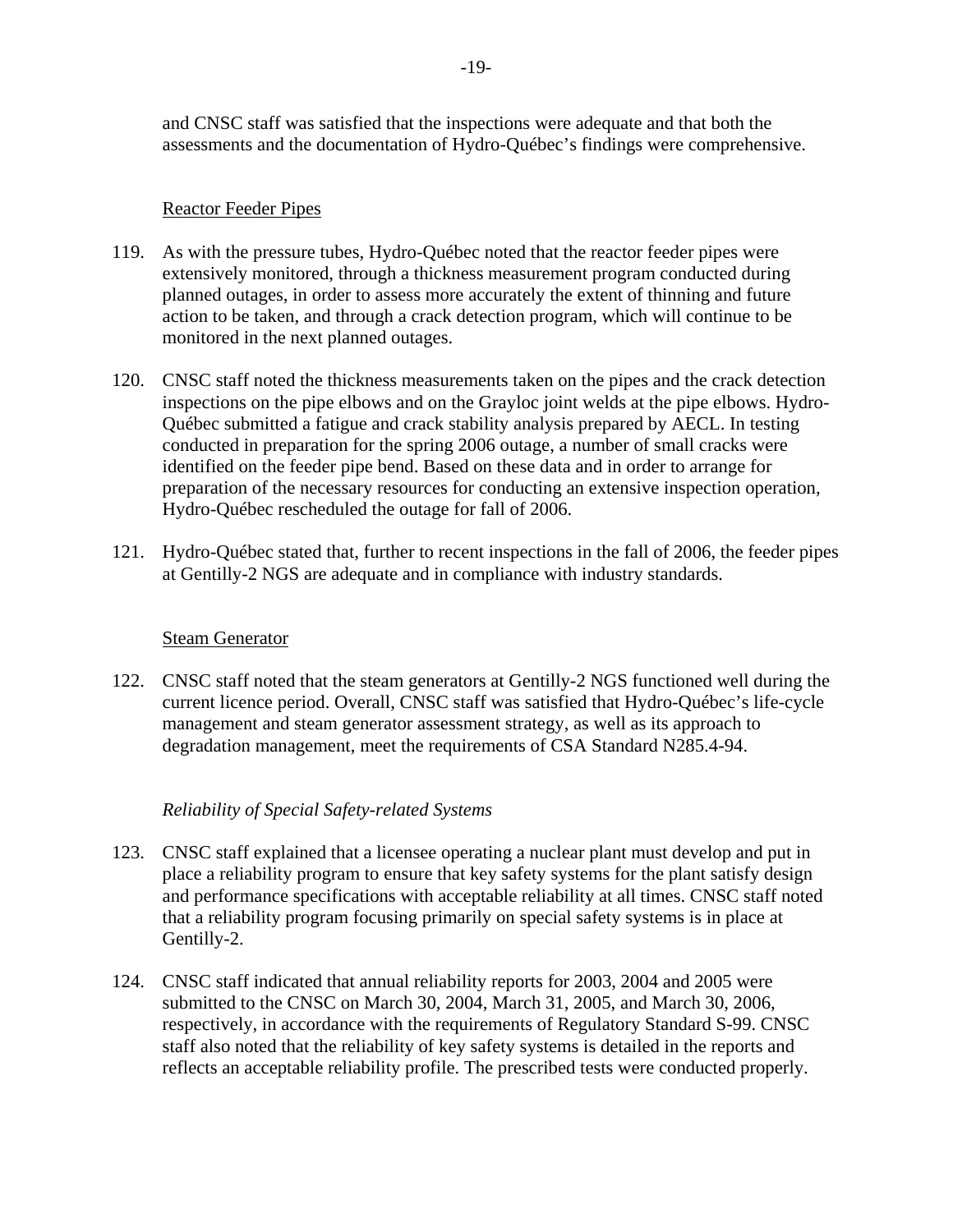and CNSC staff was satisfied that the inspections were adequate and that both the assessments and the documentation of Hydro-Québec's findings were comprehensive.

Reactor Feeder Pipes

119. As with the pressure tubes, Hydro-Québec noted that the reactor feeder pipes were extensively monitored, through a thickness measurement program conducted during planned outages, in order to assess more accurately the extent of thinning and future action to be taken, and through a crack detection program, which will continue to be monitored in the next planned outages.

120. CNSC staff noted the thickness measurements taken on the pipes and the crack detection inspections on the pipe elbows and on the Grayloc joint welds at the pipe elbows. Hydro-Québec submitted a fatigue and crack stability analysis prepared by AECL. In testing conducted in preparation for the spring 2006 outage, a number of small cracks were identified on the feeder pipe bend. Based on these data and in order to arrange for preparation of the necessary resources for conducting an extensive inspection operation, Hydro-Québec rescheduled the outage for fall of 2006.

121. Hydro-Québec stated that, further to recent inspections in the fall of 2006, the feeder pipes at Gentilly-2 NGS are adequate and in compliance with industry standards.

Steam Generator

122. CNSC staff noted that the steam generators at Gentilly-2 NGS functioned well during the current licence period. Overall, CNSC staff was satisfied that Hydro-Québec's life-cycle management and steam generator assessment strategy, as well as its approach to degradation management, meet the requirements of CSA Standard N285.4-94.

*Reliability of Special Safety-related Systems*

123. CNSC staff explained that a licensee operating a nuclear plant must develop and put in place a reliability program to ensure that key safety systems for the plant satisfy design and performance specifications with acceptable reliability at all times. CNSC staff noted that a reliability program focusing primarily on special safety systems is in place at Gentilly-2.

124. CNSC staff indicated that annual reliability reports for 2003, 2004 and 2005 were submitted to the CNSC on March 30, 2004, March 31, 2005, and March 30, 2006, respectively, in accordance with the requirements of Regulatory Standard S-99. CNSC staff also noted that the reliability of key safety systems is detailed in the reports and reflects an acceptable reliability profile. The prescribed tests were conducted properly.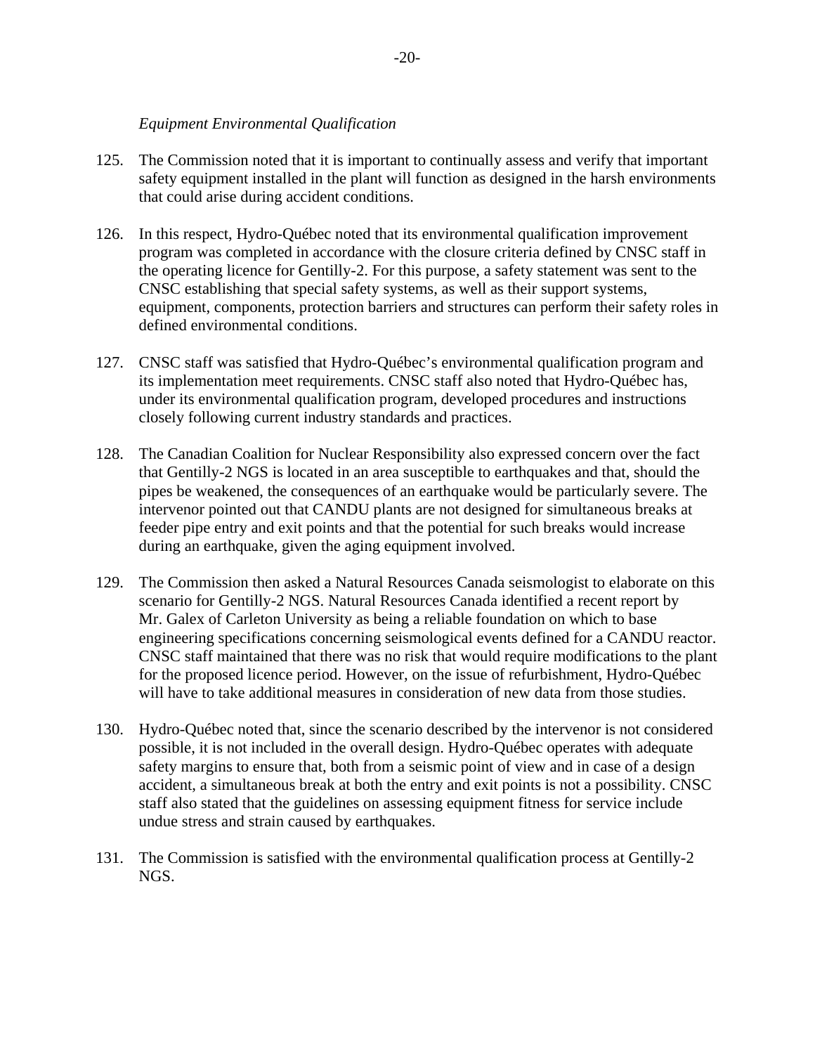*Equipment Environmental Qualification*

125. The Commission noted that it is important to continually assess and verify that important safety equipment installed in the plant will function as designed in the harsh environments that could arise during accident conditions.

126. In this respect, Hydro-Québec noted that its environmental qualification improvement program was completed in accordance with the closure criteria defined by CNSC staff in the operating licence for Gentilly-2. For this purpose, a safety statement was sent to the CNSC establishing that special safety systems, as well as their support systems, equipment, components, protection barriers and structures can perform their safety roles in defined environmental conditions.

127. CNSC staff was satisfied that Hydro-Québec's environmental qualification program and its implementation meet requirements. CNSC staff also noted that Hydro-Québec has, under its environmental qualification program, developed procedures and instructions closely following current industry standards and practices.

128. The Canadian Coalition for Nuclear Responsibility also expressed concern over the fact that Gentilly-2 NGS is located in an area susceptible to earthquakes and that, should the pipes be weakened, the consequences of an earthquake would be particularly severe. The intervenor pointed out that CANDU plants are not designed for simultaneous breaks at feeder pipe entry and exit points and that the potential for such breaks would increase during an earthquake, given the aging equipment involved.

129. The Commission then asked a Natural Resources Canada seismologist to elaborate on this scenario for Gentilly-2 NGS. Natural Resources Canada identified a recent report by Mr. Galex of Carleton University as being a reliable foundation on which to base engineering specifications concerning seismological events defined for a CANDU reactor. CNSC staff maintained that there was no risk that would require modifications to the plant for the proposed licence period. However, on the issue of refurbishment, Hydro-Québec will have to take additional measures in consideration of new data from those studies.

130. Hydro-Québec noted that, since the scenario described by the intervenor is not considered possible, it is not included in the overall design. Hydro-Québec operates with adequate safety margins to ensure that, both from a seismic point of view and in case of a design accident, a simultaneous break at both the entry and exit points is not a possibility. CNSC staff also stated that the guidelines on assessing equipment fitness for service include undue stress and strain caused by earthquakes.

131. The Commission is satisfied with the environmental qualification process at Gentilly-2 NGS.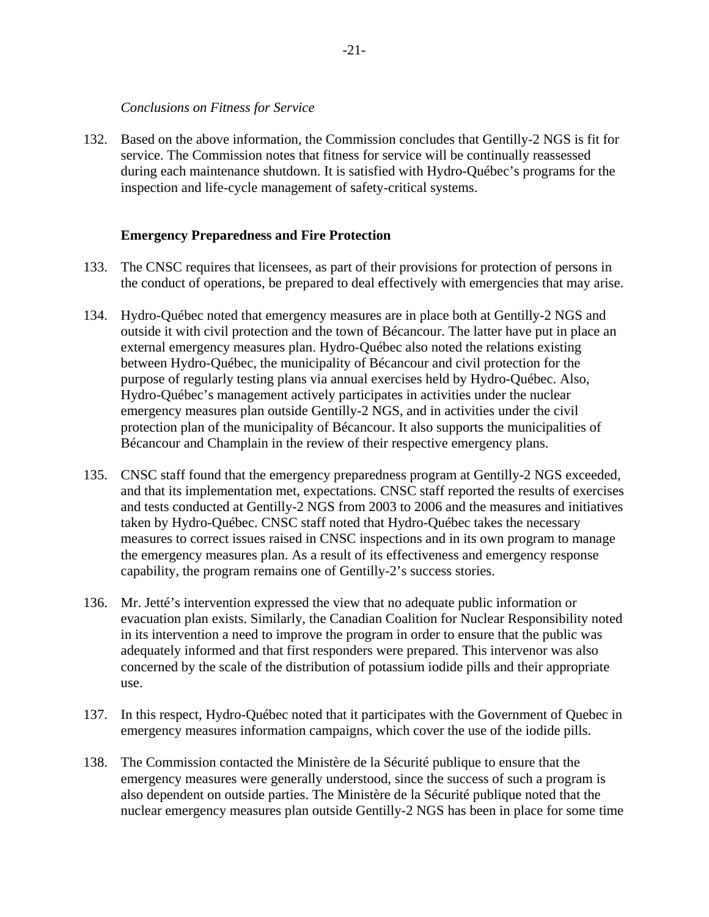*Conclusions on Fitness for Service*

132. Based on the above information, the Commission concludes that Gentilly-2 NGS is fit for service. The Commission notes that fitness for service will be continually reassessed during each maintenance shutdown. It is satisfied with Hydro-Québec's programs for the inspection and life-cycle management of safety-critical systems.

**Emergency Preparedness and Fire Protection**

133. The CNSC requires that licensees, as part of their provisions for protection of persons in the conduct of operations, be prepared to deal effectively with emergencies that may arise.

134. Hydro-Québec noted that emergency measures are in place both at Gentilly-2 NGS and outside it with civil protection and the town of Bécancour. The latter have put in place an external emergency measures plan. Hydro-Québec also noted the relations existing between Hydro-Québec, the municipality of Bécancour and civil protection for the purpose of regularly testing plans via annual exercises held by Hydro-Québec. Also, Hydro-Québec's management actively participates in activities under the nuclear emergency measures plan outside Gentilly-2 NGS, and in activities under the civil protection plan of the municipality of Bécancour. It also supports the municipalities of Bécancour and Champlain in the review of their respective emergency plans.

135. CNSC staff found that the emergency preparedness program at Gentilly-2 NGS exceeded, and that its implementation met, expectations. CNSC staff reported the results of exercises and tests conducted at Gentilly-2 NGS from 2003 to 2006 and the measures and initiatives taken by Hydro-Québec. CNSC staff noted that Hydro-Québec takes the necessary measures to correct issues raised in CNSC inspections and in its own program to manage the emergency measures plan. As a result of its effectiveness and emergency response capability, the program remains one of Gentilly-2's success stories.

136. Mr. Jetté's intervention expressed the view that no adequate public information or evacuation plan exists. Similarly, the Canadian Coalition for Nuclear Responsibility noted in its intervention a need to improve the program in order to ensure that the public was adequately informed and that first responders were prepared. This intervenor was also concerned by the scale of the distribution of potassium iodide pills and their appropriate use.

137. In this respect, Hydro-Québec noted that it participates with the Government of Quebec in emergency measures information campaigns, which cover the use of the iodide pills.

138. The Commission contacted the Ministère de la Sécurité publique to ensure that the emergency measures were generally understood, since the success of such a program is also dependent on outside parties. The Ministère de la Sécurité publique noted that the nuclear emergency measures plan outside Gentilly-2 NGS has been in place for some time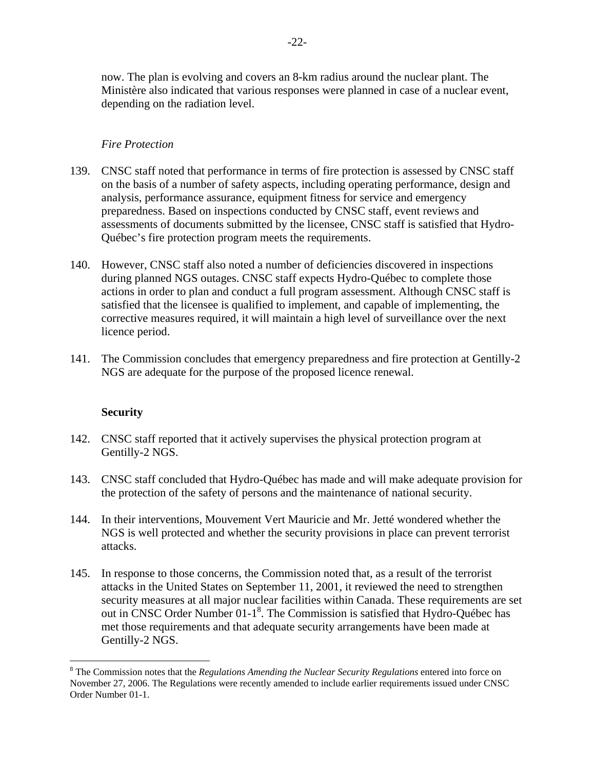now. The plan is evolving and covers an 8-km radius around the nuclear plant. The Ministère also indicated that various responses were planned in case of a nuclear event, depending on the radiation level.

*Fire Protection*

139. CNSC staff noted that performance in terms of fire protection is assessed by CNSC staff on the basis of a number of safety aspects, including operating performance, design and analysis, performance assurance, equipment fitness for service and emergency preparedness. Based on inspections conducted by CNSC staff, event reviews and assessments of documents submitted by the licensee, CNSC staff is satisfied that Hydro-Québec's fire protection program meets the requirements.

140. However, CNSC staff also noted a number of deficiencies discovered in inspections during planned NGS outages. CNSC staff expects Hydro-Québec to complete those actions in order to plan and conduct a full program assessment. Although CNSC staff is satisfied that the licensee is qualified to implement, and capable of implementing, the corrective measures required, it will maintain a high level of surveillance over the next licence period.

141. The Commission concludes that emergency preparedness and fire protection at Gentilly-2 NGS are adequate for the purpose of the proposed licence renewal.

**Security**

142. CNSC staff reported that it actively supervises the physical protection program at Gentilly-2 NGS.

143. CNSC staff concluded that Hydro-Québec has made and will make adequate provision for the protection of the safety of persons and the maintenance of national security.

144. In their interventions, Mouvement Vert Mauricie and Mr. Jetté wondered whether the NGS is well protected and whether the security provisions in place can prevent terrorist attacks.

145. In response to those concerns, the Commission noted that, as a result of the terrorist attacks in the United States on September 11, 2001, it reviewed the need to strengthen security measures at all major nuclear facilities within Canada. These requirements are set out in CNSC Order Number 01-1[8]. The Commission is satisfied that Hydro-Québec has met those requirements and that adequate security arrangements have been made at Gentilly-2 NGS.

---

[8] The Commission notes that the *Regulations Amending the Nuclear Security Regulations* entered into force on November 27, 2006. The Regulations were recently amended to include earlier requirements issued under CNSC Order Number 01-1.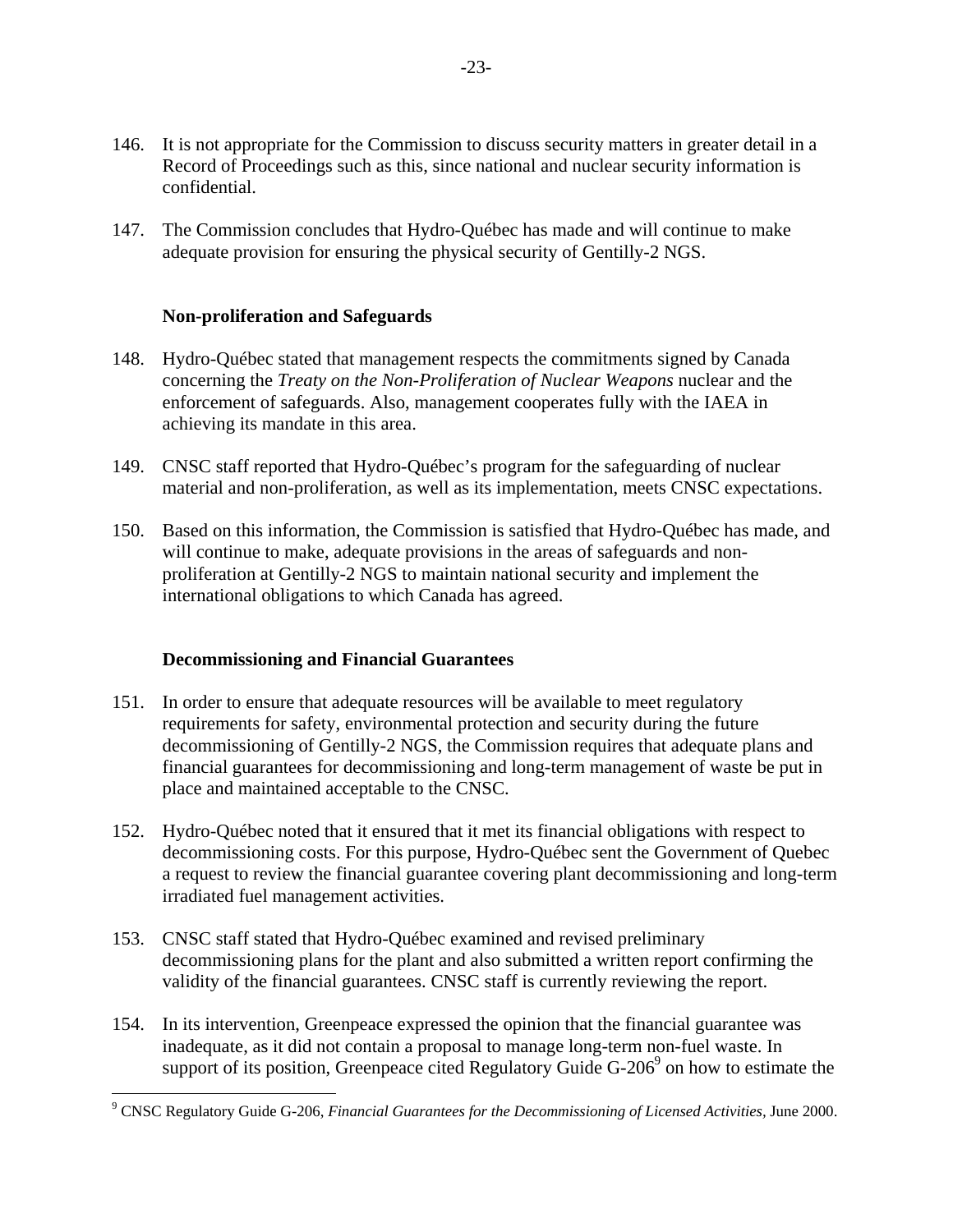146. It is not appropriate for the Commission to discuss security matters in greater detail in a Record of Proceedings such as this, since national and nuclear security information is confidential.

147. The Commission concludes that Hydro-Québec has made and will continue to make adequate provision for ensuring the physical security of Gentilly-2 NGS.

### Non-proliferation and Safeguards

148. Hydro-Québec stated that management respects the commitments signed by Canada concerning the *Treaty on the Non-Proliferation of Nuclear Weapons* nuclear and the enforcement of safeguards. Also, management cooperates fully with the IAEA in achieving its mandate in this area.

149. CNSC staff reported that Hydro-Québec's program for the safeguarding of nuclear material and non-proliferation, as well as its implementation, meets CNSC expectations.

150. Based on this information, the Commission is satisfied that Hydro-Québec has made, and will continue to make, adequate provisions in the areas of safeguards and non-proliferation at Gentilly-2 NGS to maintain national security and implement the international obligations to which Canada has agreed.

### Decommissioning and Financial Guarantees

151. In order to ensure that adequate resources will be available to meet regulatory requirements for safety, environmental protection and security during the future decommissioning of Gentilly-2 NGS, the Commission requires that adequate plans and financial guarantees for decommissioning and long-term management of waste be put in place and maintained acceptable to the CNSC.

152. Hydro-Québec noted that it ensured that it met its financial obligations with respect to decommissioning costs. For this purpose, Hydro-Québec sent the Government of Quebec a request to review the financial guarantee covering plant decommissioning and long-term irradiated fuel management activities.

153. CNSC staff stated that Hydro-Québec examined and revised preliminary decommissioning plans for the plant and also submitted a written report confirming the validity of the financial guarantees. CNSC staff is currently reviewing the report.

154. In its intervention, Greenpeace expressed the opinion that the financial guarantee was inadequate, as it did not contain a proposal to manage long-term non-fuel waste. In support of its position, Greenpeace cited Regulatory Guide G-206[9] on how to estimate the

---

[9] CNSC Regulatory Guide G-206, *Financial Guarantees for the Decommissioning of Licensed Activities,* June 2000.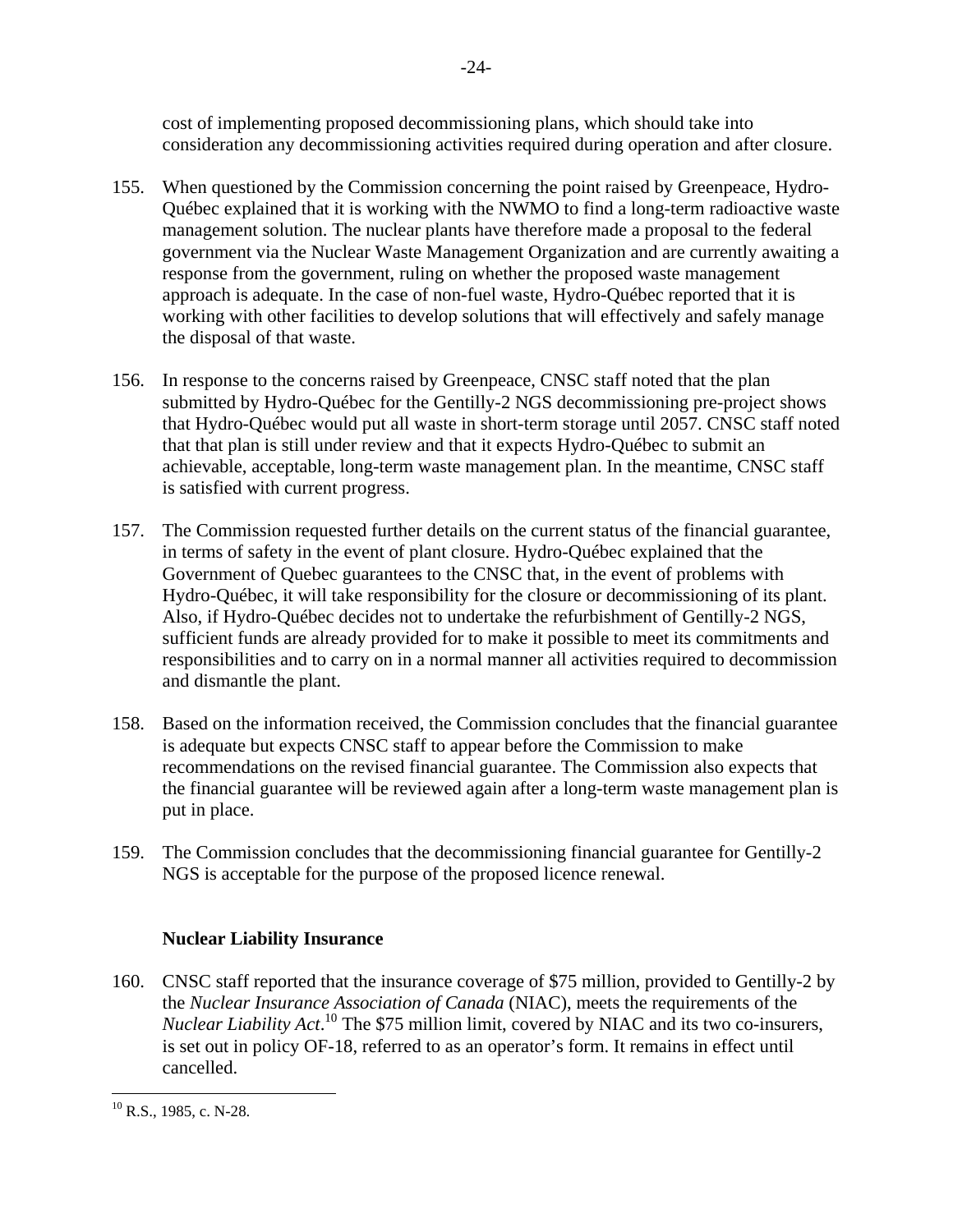cost of implementing proposed decommissioning plans, which should take into consideration any decommissioning activities required during operation and after closure.

155. When questioned by the Commission concerning the point raised by Greenpeace, Hydro-Québec explained that it is working with the NWMO to find a long-term radioactive waste management solution. The nuclear plants have therefore made a proposal to the federal government via the Nuclear Waste Management Organization and are currently awaiting a response from the government, ruling on whether the proposed waste management approach is adequate. In the case of non-fuel waste, Hydro-Québec reported that it is working with other facilities to develop solutions that will effectively and safely manage the disposal of that waste.

156. In response to the concerns raised by Greenpeace, CNSC staff noted that the plan submitted by Hydro-Québec for the Gentilly-2 NGS decommissioning pre-project shows that Hydro-Québec would put all waste in short-term storage until 2057. CNSC staff noted that that plan is still under review and that it expects Hydro-Québec to submit an achievable, acceptable, long-term waste management plan. In the meantime, CNSC staff is satisfied with current progress.

157. The Commission requested further details on the current status of the financial guarantee, in terms of safety in the event of plant closure. Hydro-Québec explained that the Government of Quebec guarantees to the CNSC that, in the event of problems with Hydro-Québec, it will take responsibility for the closure or decommissioning of its plant. Also, if Hydro-Québec decides not to undertake the refurbishment of Gentilly-2 NGS, sufficient funds are already provided for to make it possible to meet its commitments and responsibilities and to carry on in a normal manner all activities required to decommission and dismantle the plant.

158. Based on the information received, the Commission concludes that the financial guarantee is adequate but expects CNSC staff to appear before the Commission to make recommendations on the revised financial guarantee. The Commission also expects that the financial guarantee will be reviewed again after a long-term waste management plan is put in place.

159. The Commission concludes that the decommissioning financial guarantee for Gentilly-2 NGS is acceptable for the purpose of the proposed licence renewal.

**Nuclear Liability Insurance**

160. CNSC staff reported that the insurance coverage of $75 million, provided to Gentilly-2 by the *Nuclear Insurance Association of Canada* (NIAC), meets the requirements of the *Nuclear Liability Act*.[10] The $75 million limit, covered by NIAC and its two co-insurers, is set out in policy OF-18, referred to as an operator's form. It remains in effect until cancelled.

---

[10] R.S., 1985, c. N-28.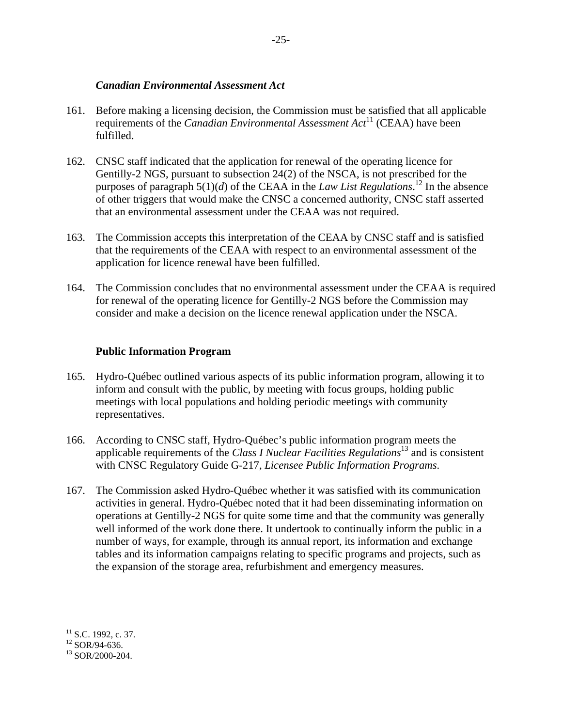### *Canadian Environmental Assessment Act*

161. Before making a licensing decision, the Commission must be satisfied that all applicable requirements of the *Canadian Environmental Assessment Act*[11] (CEAA) have been fulfilled.

162. CNSC staff indicated that the application for renewal of the operating licence for Gentilly-2 NGS, pursuant to subsection 24(2) of the NSCA, is not prescribed for the purposes of paragraph 5(1)(*d*) of the CEAA in the *Law List Regulations*.[12] In the absence of other triggers that would make the CNSC a concerned authority, CNSC staff asserted that an environmental assessment under the CEAA was not required.

163. The Commission accepts this interpretation of the CEAA by CNSC staff and is satisfied that the requirements of the CEAA with respect to an environmental assessment of the application for licence renewal have been fulfilled.

164. The Commission concludes that no environmental assessment under the CEAA is required for renewal of the operating licence for Gentilly-2 NGS before the Commission may consider and make a decision on the licence renewal application under the NSCA.

### Public Information Program

165. Hydro-Québec outlined various aspects of its public information program, allowing it to inform and consult with the public, by meeting with focus groups, holding public meetings with local populations and holding periodic meetings with community representatives.

166. According to CNSC staff, Hydro-Québec's public information program meets the applicable requirements of the *Class I Nuclear Facilities Regulations*[13] and is consistent with CNSC Regulatory Guide G-217, *Licensee Public Information Programs*.

167. The Commission asked Hydro-Québec whether it was satisfied with its communication activities in general. Hydro-Québec noted that it had been disseminating information on operations at Gentilly-2 NGS for quite some time and that the community was generally well informed of the work done there. It undertook to continually inform the public in a number of ways, for example, through its annual report, its information and exchange tables and its information campaigns relating to specific programs and projects, such as the expansion of the storage area, refurbishment and emergency measures.

---

[11] S.C. 1992, c. 37.

[12] SOR/94-636.

[13] SOR/2000-204.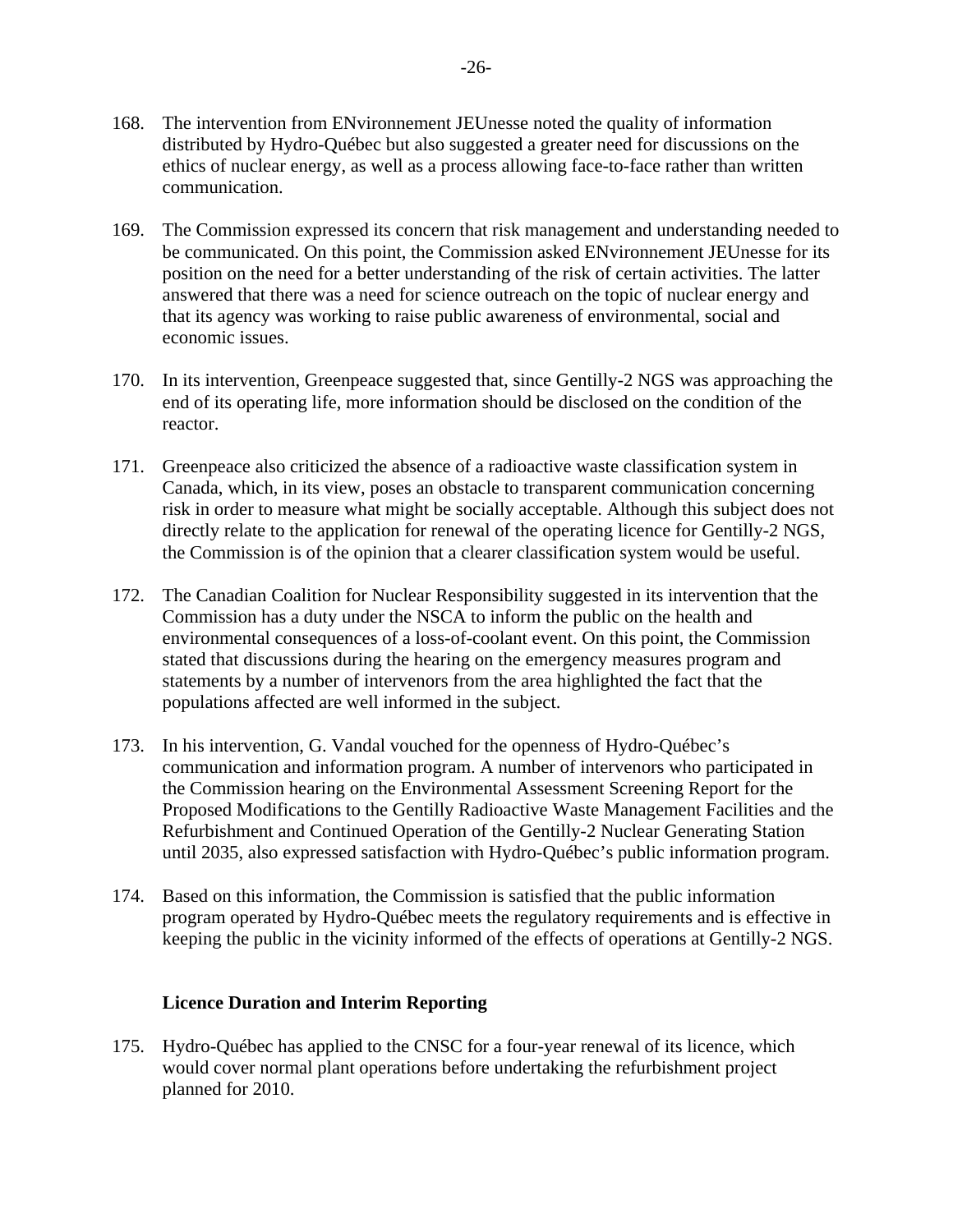168. The intervention from ENvironnement JEUnesse noted the quality of information distributed by Hydro-Québec but also suggested a greater need for discussions on the ethics of nuclear energy, as well as a process allowing face-to-face rather than written communication.

169. The Commission expressed its concern that risk management and understanding needed to be communicated. On this point, the Commission asked ENvironnement JEUnesse for its position on the need for a better understanding of the risk of certain activities. The latter answered that there was a need for science outreach on the topic of nuclear energy and that its agency was working to raise public awareness of environmental, social and economic issues.

170. In its intervention, Greenpeace suggested that, since Gentilly-2 NGS was approaching the end of its operating life, more information should be disclosed on the condition of the reactor.

171. Greenpeace also criticized the absence of a radioactive waste classification system in Canada, which, in its view, poses an obstacle to transparent communication concerning risk in order to measure what might be socially acceptable. Although this subject does not directly relate to the application for renewal of the operating licence for Gentilly-2 NGS, the Commission is of the opinion that a clearer classification system would be useful.

172. The Canadian Coalition for Nuclear Responsibility suggested in its intervention that the Commission has a duty under the NSCA to inform the public on the health and environmental consequences of a loss-of-coolant event. On this point, the Commission stated that discussions during the hearing on the emergency measures program and statements by a number of intervenors from the area highlighted the fact that the populations affected are well informed in the subject.

173. In his intervention, G. Vandal vouched for the openness of Hydro-Québec's communication and information program. A number of intervenors who participated in the Commission hearing on the Environmental Assessment Screening Report for the Proposed Modifications to the Gentilly Radioactive Waste Management Facilities and the Refurbishment and Continued Operation of the Gentilly-2 Nuclear Generating Station until 2035, also expressed satisfaction with Hydro-Québec's public information program.

174. Based on this information, the Commission is satisfied that the public information program operated by Hydro-Québec meets the regulatory requirements and is effective in keeping the public in the vicinity informed of the effects of operations at Gentilly-2 NGS.

### Licence Duration and Interim Reporting

175. Hydro-Québec has applied to the CNSC for a four-year renewal of its licence, which would cover normal plant operations before undertaking the refurbishment project planned for 2010.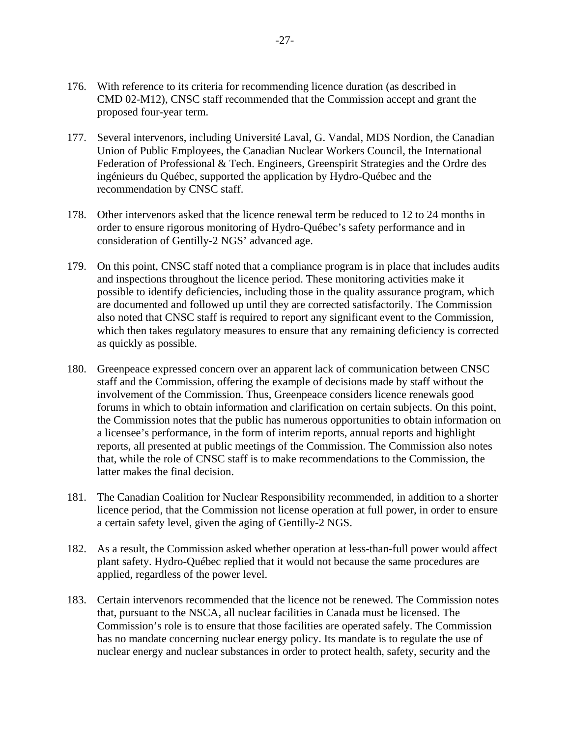176. With reference to its criteria for recommending licence duration (as described in CMD 02-M12), CNSC staff recommended that the Commission accept and grant the proposed four-year term.

177. Several intervenors, including Université Laval, G. Vandal, MDS Nordion, the Canadian Union of Public Employees, the Canadian Nuclear Workers Council, the International Federation of Professional & Tech. Engineers, Greenspirit Strategies and the Ordre des ingénieurs du Québec, supported the application by Hydro-Québec and the recommendation by CNSC staff.

178. Other intervenors asked that the licence renewal term be reduced to 12 to 24 months in order to ensure rigorous monitoring of Hydro-Québec's safety performance and in consideration of Gentilly-2 NGS' advanced age.

179. On this point, CNSC staff noted that a compliance program is in place that includes audits and inspections throughout the licence period. These monitoring activities make it possible to identify deficiencies, including those in the quality assurance program, which are documented and followed up until they are corrected satisfactorily. The Commission also noted that CNSC staff is required to report any significant event to the Commission, which then takes regulatory measures to ensure that any remaining deficiency is corrected as quickly as possible.

180. Greenpeace expressed concern over an apparent lack of communication between CNSC staff and the Commission, offering the example of decisions made by staff without the involvement of the Commission. Thus, Greenpeace considers licence renewals good forums in which to obtain information and clarification on certain subjects. On this point, the Commission notes that the public has numerous opportunities to obtain information on a licensee's performance, in the form of interim reports, annual reports and highlight reports, all presented at public meetings of the Commission. The Commission also notes that, while the role of CNSC staff is to make recommendations to the Commission, the latter makes the final decision.

181. The Canadian Coalition for Nuclear Responsibility recommended, in addition to a shorter licence period, that the Commission not license operation at full power, in order to ensure a certain safety level, given the aging of Gentilly-2 NGS.

182. As a result, the Commission asked whether operation at less-than-full power would affect plant safety. Hydro-Québec replied that it would not because the same procedures are applied, regardless of the power level.

183. Certain intervenors recommended that the licence not be renewed. The Commission notes that, pursuant to the NSCA, all nuclear facilities in Canada must be licensed. The Commission's role is to ensure that those facilities are operated safely. The Commission has no mandate concerning nuclear energy policy. Its mandate is to regulate the use of nuclear energy and nuclear substances in order to protect health, safety, security and the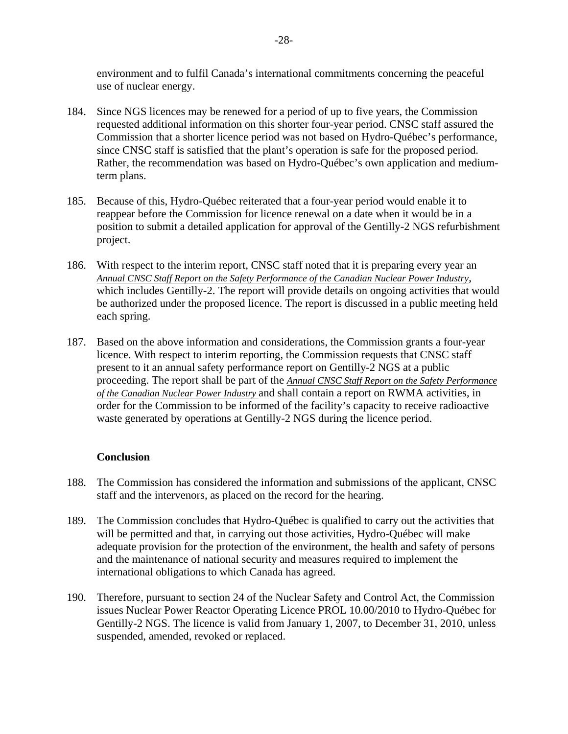environment and to fulfil Canada's international commitments concerning the peaceful use of nuclear energy.

184. Since NGS licences may be renewed for a period of up to five years, the Commission requested additional information on this shorter four-year period. CNSC staff assured the Commission that a shorter licence period was not based on Hydro-Québec's performance, since CNSC staff is satisfied that the plant's operation is safe for the proposed period. Rather, the recommendation was based on Hydro-Québec's own application and medium-term plans.

185. Because of this, Hydro-Québec reiterated that a four-year period would enable it to reappear before the Commission for licence renewal on a date when it would be in a position to submit a detailed application for approval of the Gentilly-2 NGS refurbishment project.

186. With respect to the interim report, CNSC staff noted that it is preparing every year an *Annual CNSC Staff Report on the Safety Performance of the Canadian Nuclear Power Industry*, which includes Gentilly-2. The report will provide details on ongoing activities that would be authorized under the proposed licence. The report is discussed in a public meeting held each spring.

187. Based on the above information and considerations, the Commission grants a four-year licence. With respect to interim reporting, the Commission requests that CNSC staff present to it an annual safety performance report on Gentilly-2 NGS at a public proceeding. The report shall be part of the *Annual CNSC Staff Report on the Safety Performance of the Canadian Nuclear Power Industry* and shall contain a report on RWMA activities, in order for the Commission to be informed of the facility's capacity to receive radioactive waste generated by operations at Gentilly-2 NGS during the licence period.

**Conclusion**

188. The Commission has considered the information and submissions of the applicant, CNSC staff and the intervenors, as placed on the record for the hearing.

189. The Commission concludes that Hydro-Québec is qualified to carry out the activities that will be permitted and that, in carrying out those activities, Hydro-Québec will make adequate provision for the protection of the environment, the health and safety of persons and the maintenance of national security and measures required to implement the international obligations to which Canada has agreed.

190. Therefore, pursuant to section 24 of the Nuclear Safety and Control Act, the Commission issues Nuclear Power Reactor Operating Licence PROL 10.00/2010 to Hydro-Québec for Gentilly-2 NGS. The licence is valid from January 1, 2007, to December 31, 2010, unless suspended, amended, revoked or replaced.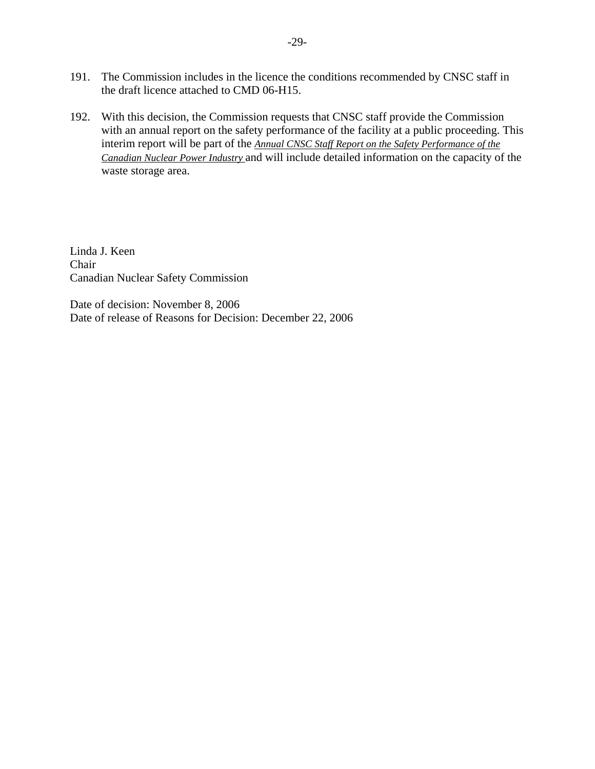191. The Commission includes in the licence the conditions recommended by CNSC staff in the draft licence attached to CMD 06-H15.

192. With this decision, the Commission requests that CNSC staff provide the Commission with an annual report on the safety performance of the facility at a public proceeding. This interim report will be part of the *Annual CNSC Staff Report on the Safety Performance of the Canadian Nuclear Power Industry* and will include detailed information on the capacity of the waste storage area.

Linda J. Keen
Chair
Canadian Nuclear Safety Commission

Date of decision: November 8, 2006
Date of release of Reasons for Decision: December 22, 2006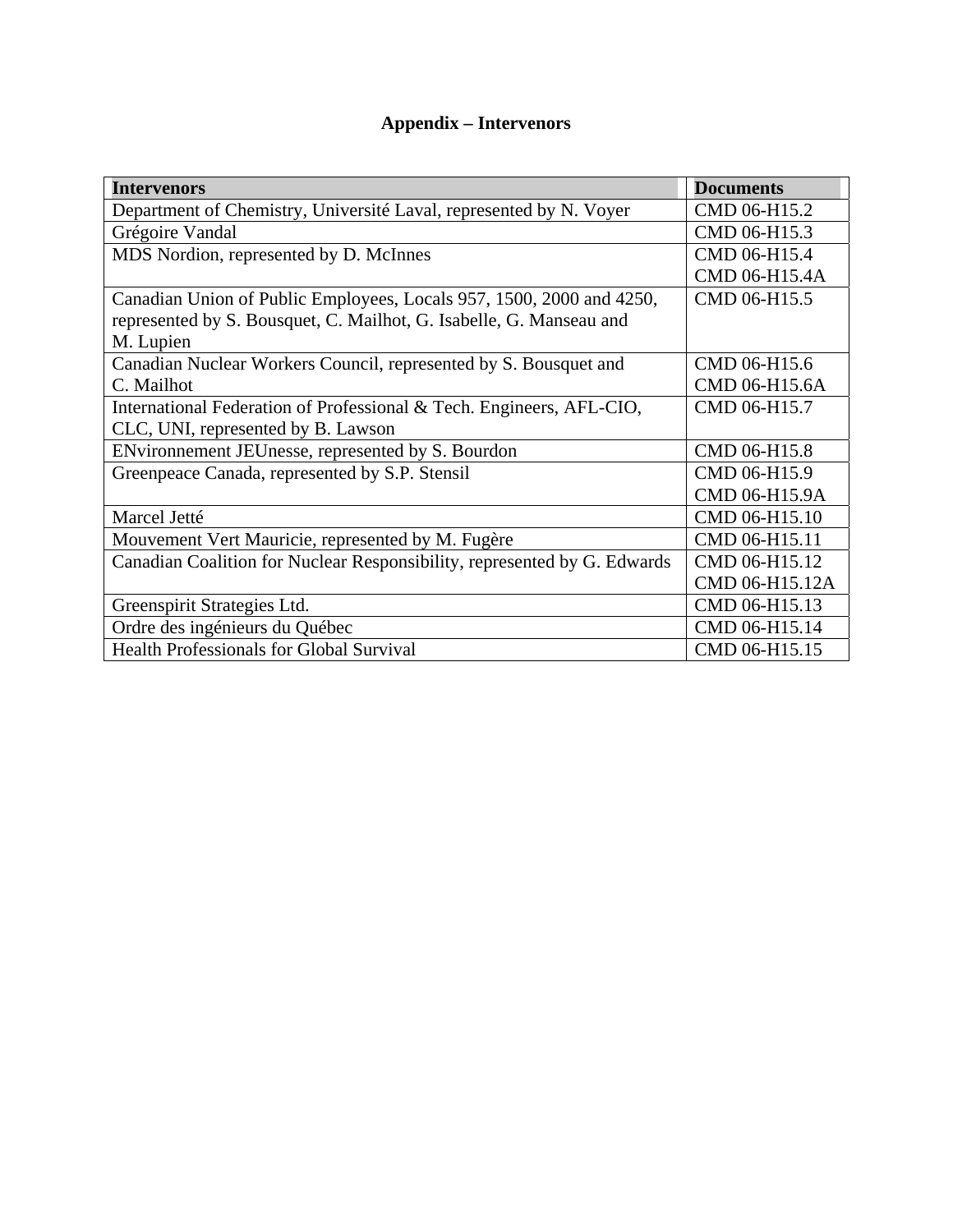# Appendix – Intervenors

| Intervenors | Documents |
|---|---|
| Department of Chemistry, Université Laval, represented by N. Voyer | CMD 06-H15.2 |
| Grégoire Vandal | CMD 06-H15.3 |
| MDS Nordion, represented by D. McInnes | CMD 06-H15.4<br>CMD 06-H15.4A |
| Canadian Union of Public Employees, Locals 957, 1500, 2000 and 4250, represented by S. Bousquet, C. Mailhot, G. Isabelle, G. Manseau and M. Lupien | CMD 06-H15.5 |
| Canadian Nuclear Workers Council, represented by S. Bousquet and C. Mailhot | CMD 06-H15.6<br>CMD 06-H15.6A |
| International Federation of Professional & Tech. Engineers, AFL-CIO, CLC, UNI, represented by B. Lawson | CMD 06-H15.7 |
| ENvironnement JEUnesse, represented by S. Bourdon | CMD 06-H15.8 |
| Greenpeace Canada, represented by S.P. Stensil | CMD 06-H15.9<br>CMD 06-H15.9A |
| Marcel Jetté | CMD 06-H15.10 |
| Mouvement Vert Mauricie, represented by M. Fugère | CMD 06-H15.11 |
| Canadian Coalition for Nuclear Responsibility, represented by G. Edwards | CMD 06-H15.12<br>CMD 06-H15.12A |
| Greenspirit Strategies Ltd. | CMD 06-H15.13 |
| Ordre des ingénieurs du Québec | CMD 06-H15.14 |
| Health Professionals for Global Survival | CMD 06-H15.15 |